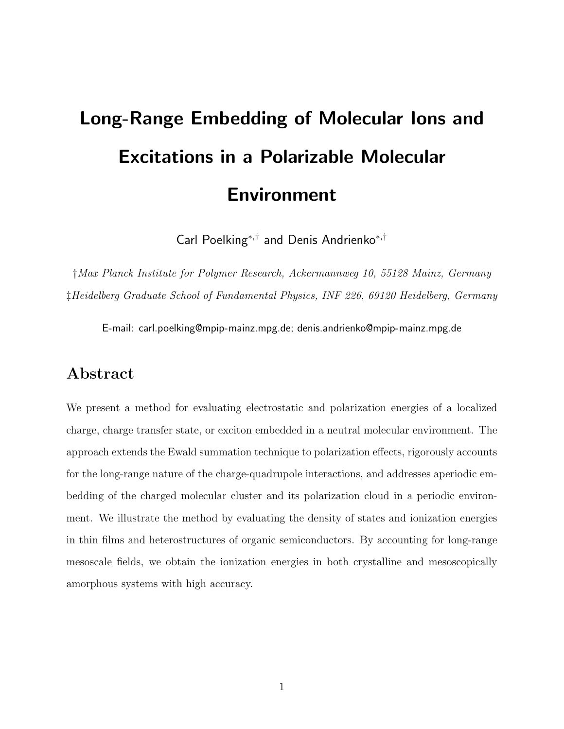# Long-Range Embedding of Molecular Ions and Excitations in a Polarizable Molecular Environment

Carl Poelking[*,†] and Denis Andrienko[*,†]

†*Max Planck Institute for Polymer Research, Ackermannweg 10, 55128 Mainz, Germany*

‡*Heidelberg Graduate School of Fundamental Physics, INF 226, 69120 Heidelberg, Germany*

E-mail: carl.poelking@mpip-mainz.mpg.de; denis.andrienko@mpip-mainz.mpg.de

## Abstract

We present a method for evaluating electrostatic and polarization energies of a localized charge, charge transfer state, or exciton embedded in a neutral molecular environment. The approach extends the Ewald summation technique to polarization effects, rigorously accounts for the long-range nature of the charge-quadrupole interactions, and addresses aperiodic embedding of the charged molecular cluster and its polarization cloud in a periodic environment. We illustrate the method by evaluating the density of states and ionization energies in thin films and heterostructures of organic semiconductors. By accounting for long-range mesoscale fields, we obtain the ionization energies in both crystalline and mesoscopically amorphous systems with high accuracy.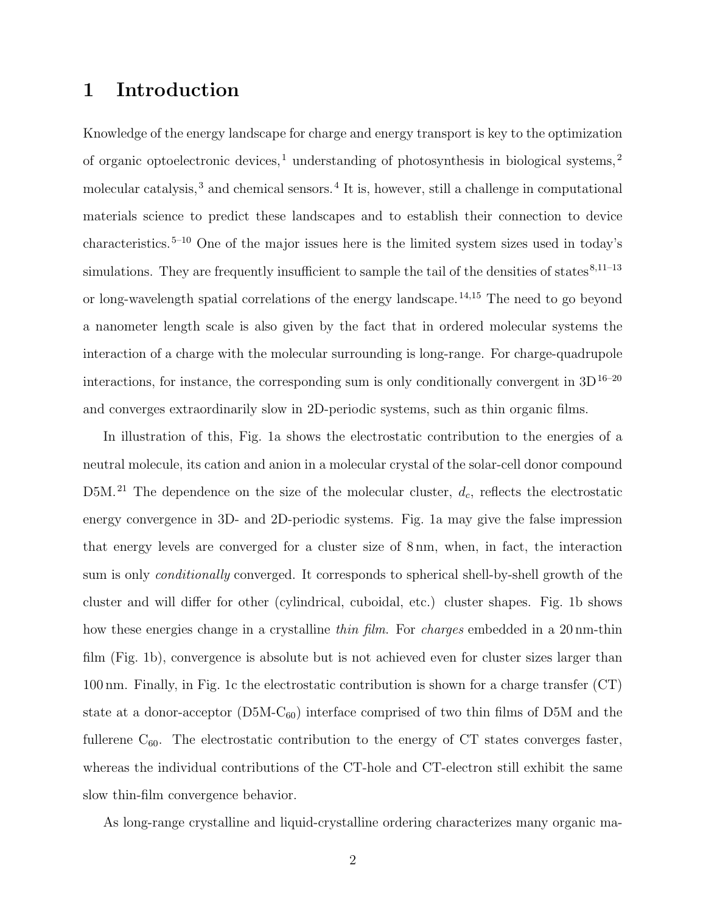# 1 Introduction

Knowledge of the energy landscape for charge and energy transport is key to the optimization of organic optoelectronic devices,[1] understanding of photosynthesis in biological systems,[2] molecular catalysis,[3] and chemical sensors.[4] It is, however, still a challenge in computational materials science to predict these landscapes and to establish their connection to device characteristics.[5–10] One of the major issues here is the limited system sizes used in today's simulations. They are frequently insufficient to sample the tail of the densities of states[8,11–13] or long-wavelength spatial correlations of the energy landscape.[14,15] The need to go beyond a nanometer length scale is also given by the fact that in ordered molecular systems the interaction of a charge with the molecular surrounding is long-range. For charge-quadrupole interactions, for instance, the corresponding sum is only conditionally convergent in 3D[16–20] and converges extraordinarily slow in 2D-periodic systems, such as thin organic films.

In illustration of this, Fig. 1a shows the electrostatic contribution to the energies of a neutral molecule, its cation and anion in a molecular crystal of the solar-cell donor compound D5M.[21] The dependence on the size of the molecular cluster, $d_c$, reflects the electrostatic energy convergence in 3D- and 2D-periodic systems. Fig. 1a may give the false impression that energy levels are converged for a cluster size of 8 nm, when, in fact, the interaction sum is only *conditionally* converged. It corresponds to spherical shell-by-shell growth of the cluster and will differ for other (cylindrical, cuboidal, etc.) cluster shapes. Fig. 1b shows how these energies change in a crystalline *thin film*. For *charges* embedded in a 20 nm-thin film (Fig. 1b), convergence is absolute but is not achieved even for cluster sizes larger than 100 nm. Finally, in Fig. 1c the electrostatic contribution is shown for a charge transfer (CT) state at a donor-acceptor (D5M-$C_{60}$) interface comprised of two thin films of D5M and the fullerene $C_{60}$. The electrostatic contribution to the energy of CT states converges faster, whereas the individual contributions of the CT-hole and CT-electron still exhibit the same slow thin-film convergence behavior.

As long-range crystalline and liquid-crystalline ordering characterizes many organic ma-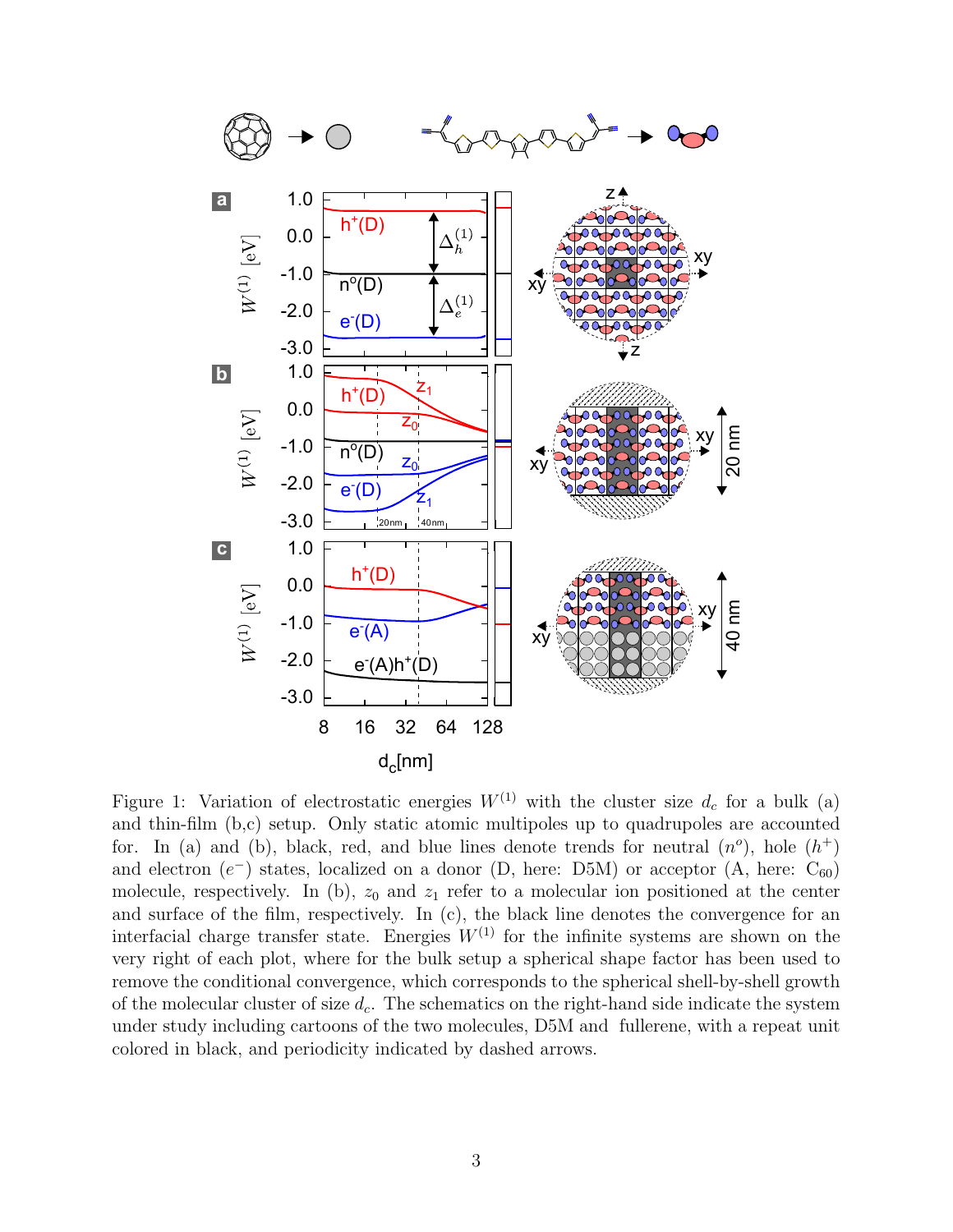Figure 1: Variation of electrostatic energies $W^{(1)}$ with the cluster size $d_c$ for a bulk (a) and thin-film (b,c) setup. Only static atomic multipoles up to quadrupoles are accounted for. In (a) and (b), black, red, and blue lines denote trends for neutral ($n^o$), hole ($h^+$) and electron ($e^-$) states, localized on a donor (D, here: D5M) or acceptor (A, here: $C_{60}$) molecule, respectively. In (b), $z_0$ and $z_1$ refer to a molecular ion positioned at the center and surface of the film, respectively. In (c), the black line denotes the convergence for an interfacial charge transfer state. Energies $W^{(1)}$ for the infinite systems are shown on the very right of each plot, where for the bulk setup a spherical shape factor has been used to remove the conditional convergence, which corresponds to the spherical shell-by-shell growth of the molecular cluster of size $d_c$. The schematics on the right-hand side indicate the system under study including cartoons of the two molecules, D5M and fullerene, with a repeat unit colored in black, and periodicity indicated by dashed arrows.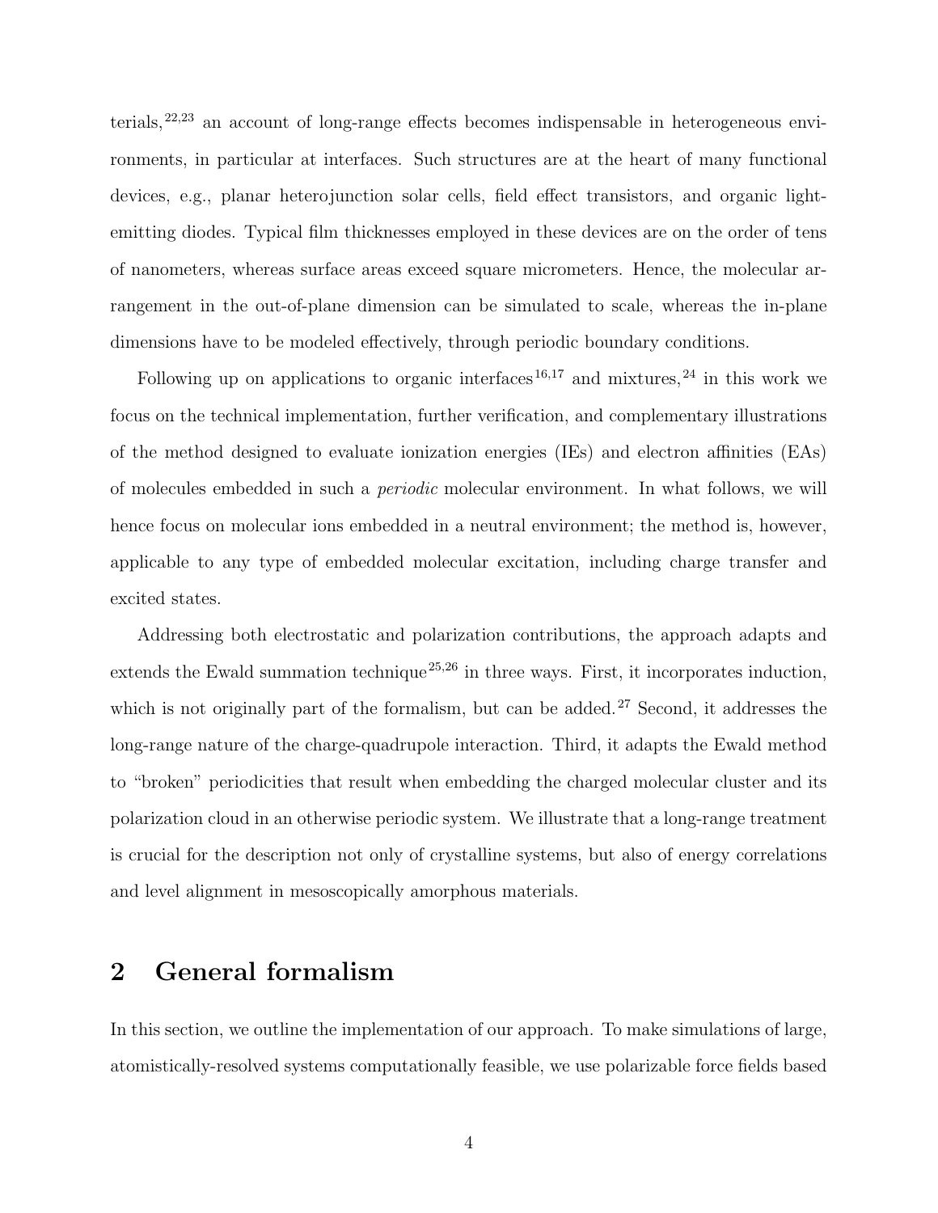terials,[22,23] an account of long-range effects becomes indispensable in heterogeneous environments, in particular at interfaces. Such structures are at the heart of many functional devices, e.g., planar heterojunction solar cells, field effect transistors, and organic light-emitting diodes. Typical film thicknesses employed in these devices are on the order of tens of nanometers, whereas surface areas exceed square micrometers. Hence, the molecular arrangement in the out-of-plane dimension can be simulated to scale, whereas the in-plane dimensions have to be modeled effectively, through periodic boundary conditions.

Following up on applications to organic interfaces[16,17] and mixtures,[24] in this work we focus on the technical implementation, further verification, and complementary illustrations of the method designed to evaluate ionization energies (IEs) and electron affinities (EAs) of molecules embedded in such a *periodic* molecular environment. In what follows, we will hence focus on molecular ions embedded in a neutral environment; the method is, however, applicable to any type of embedded molecular excitation, including charge transfer and excited states.

Addressing both electrostatic and polarization contributions, the approach adapts and extends the Ewald summation technique[25,26] in three ways. First, it incorporates induction, which is not originally part of the formalism, but can be added.[27] Second, it addresses the long-range nature of the charge-quadrupole interaction. Third, it adapts the Ewald method to "broken" periodicities that result when embedding the charged molecular cluster and its polarization cloud in an otherwise periodic system. We illustrate that a long-range treatment is crucial for the description not only of crystalline systems, but also of energy correlations and level alignment in mesoscopically amorphous materials.

## 2 General formalism

In this section, we outline the implementation of our approach. To make simulations of large, atomistically-resolved systems computationally feasible, we use polarizable force fields based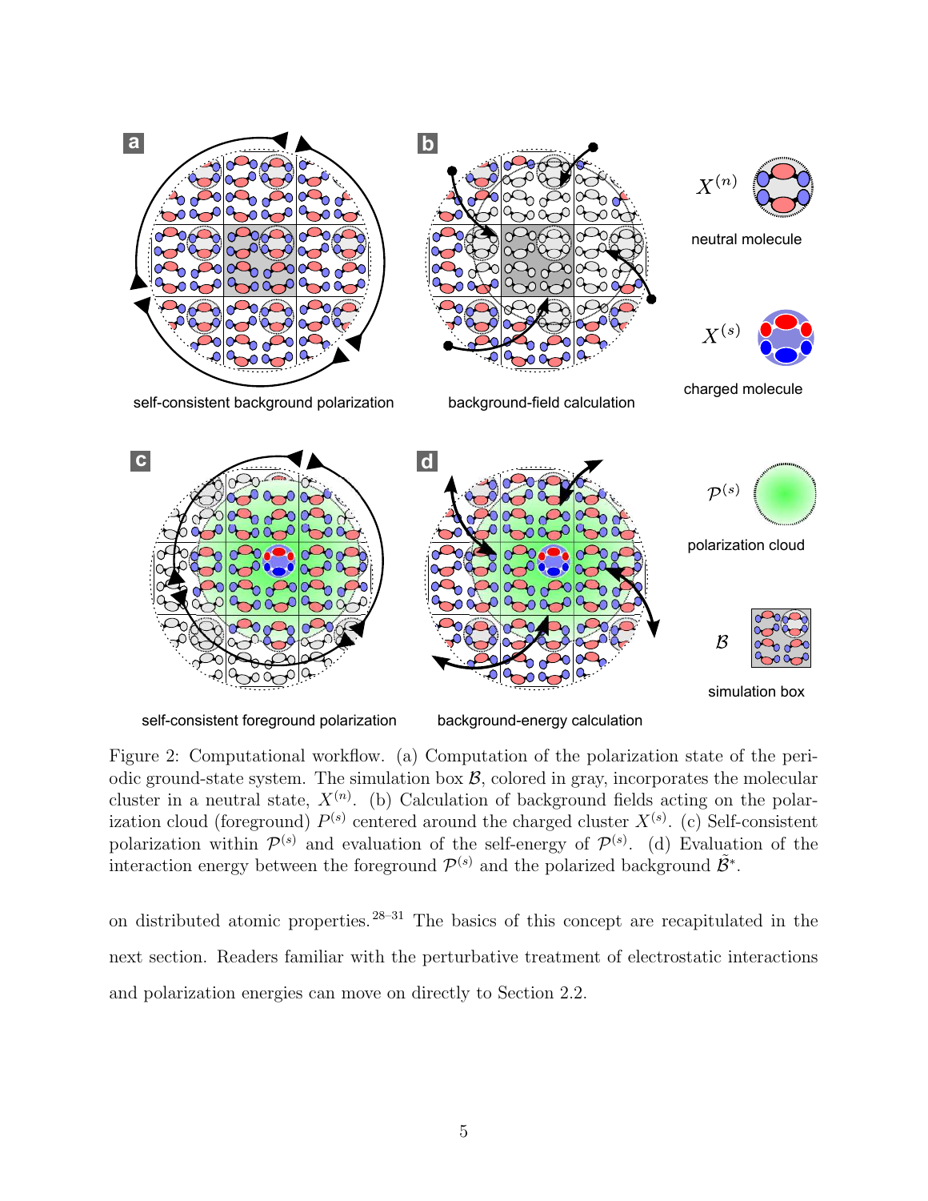Figure 2: Computational workflow. (a) Computation of the polarization state of the periodic ground-state system. The simulation box $\mathcal{B}$, colored in gray, incorporates the molecular cluster in a neutral state, $X^{(n)}$. (b) Calculation of background fields acting on the polarization cloud (foreground) $P^{(s)}$ centered around the charged cluster $X^{(s)}$. (c) Self-consistent polarization within $\mathcal{P}^{(s)}$ and evaluation of the self-energy of $\mathcal{P}^{(s)}$. (d) Evaluation of the interaction energy between the foreground $\mathcal{P}^{(s)}$ and the polarized background $\tilde{\mathcal{B}}^{*}$.

on distributed atomic properties.[28–31] The basics of this concept are recapitulated in the next section. Readers familiar with the perturbative treatment of electrostatic interactions and polarization energies can move on directly to Section 2.2.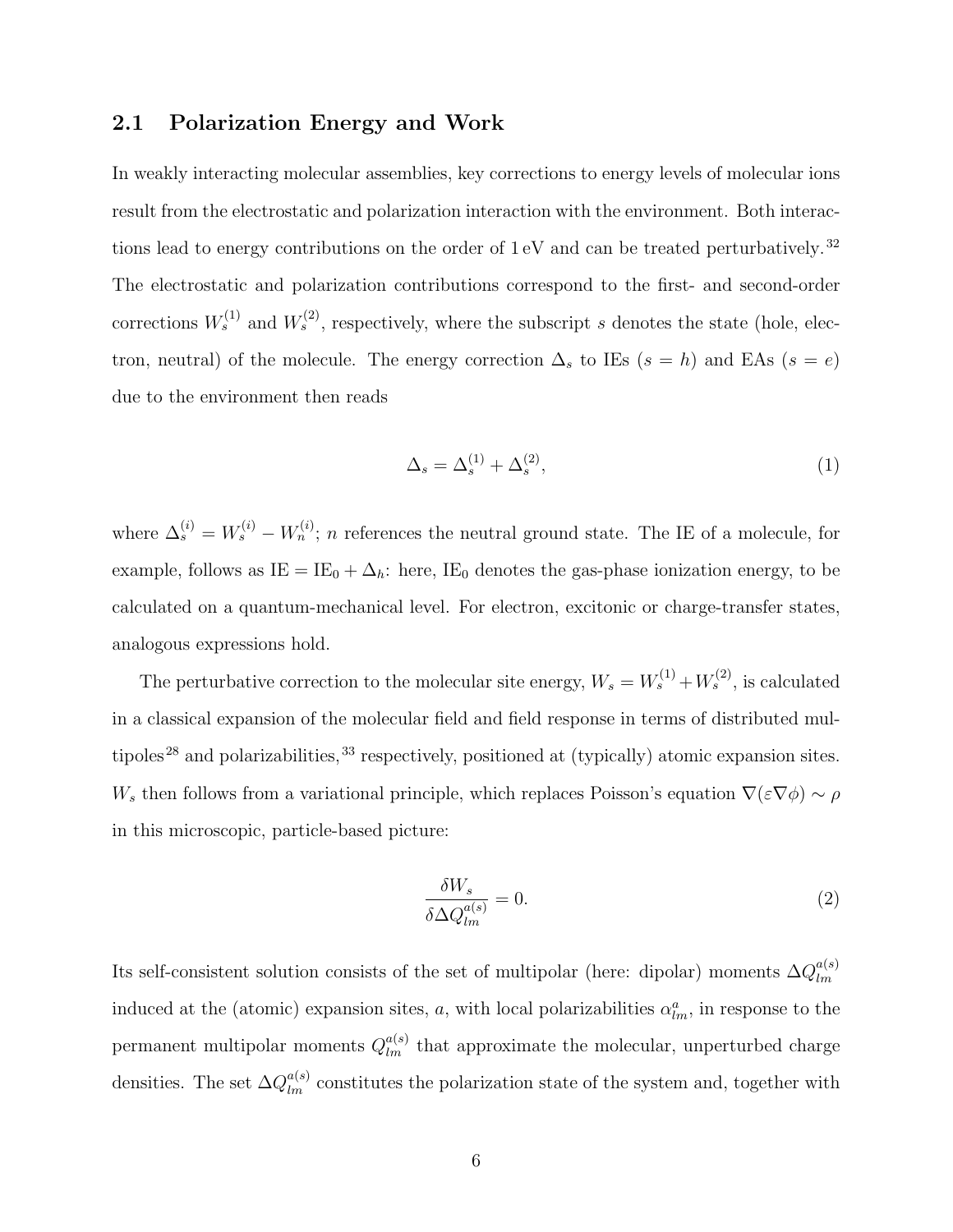## 2.1 Polarization Energy and Work

In weakly interacting molecular assemblies, key corrections to energy levels of molecular ions result from the electrostatic and polarization interaction with the environment. Both interactions lead to energy contributions on the order of 1 eV and can be treated perturbatively.[32] The electrostatic and polarization contributions correspond to the first- and second-order corrections $W_s^{(1)}$ and $W_s^{(2)}$, respectively, where the subscript $s$ denotes the state (hole, electron, neutral) of the molecule. The energy correction $\Delta_s$ to IEs ($s = h$) and EAs ($s = e$) due to the environment then reads

$$\Delta_s = \Delta_s^{(1)} + \Delta_s^{(2)}, \tag{1}$$

where $\Delta_s^{(i)} = W_s^{(i)} - W_n^{(i)}$; $n$ references the neutral ground state. The IE of a molecule, for example, follows as $\mathrm{IE} = \mathrm{IE}_0 + \Delta_h$: here, $\mathrm{IE}_0$ denotes the gas-phase ionization energy, to be calculated on a quantum-mechanical level. For electron, excitonic or charge-transfer states, analogous expressions hold.

The perturbative correction to the molecular site energy, $W_s = W_s^{(1)} + W_s^{(2)}$, is calculated in a classical expansion of the molecular field and field response in terms of distributed multipoles[28] and polarizabilities,[33] respectively, positioned at (typically) atomic expansion sites. $W_s$ then follows from a variational principle, which replaces Poisson's equation $\nabla(\varepsilon\nabla\phi) \sim \rho$ in this microscopic, particle-based picture:

$$\frac{\delta W_s}{\delta \Delta Q_{lm}^{a(s)}} = 0. \tag{2}$$

Its self-consistent solution consists of the set of multipolar (here: dipolar) moments $\Delta Q_{lm}^{a(s)}$ induced at the (atomic) expansion sites, $a$, with local polarizabilities $\alpha_{lm}^{a}$, in response to the permanent multipolar moments $Q_{lm}^{a(s)}$ that approximate the molecular, unperturbed charge densities. The set $\Delta Q_{lm}^{a(s)}$ constitutes the polarization state of the system and, together with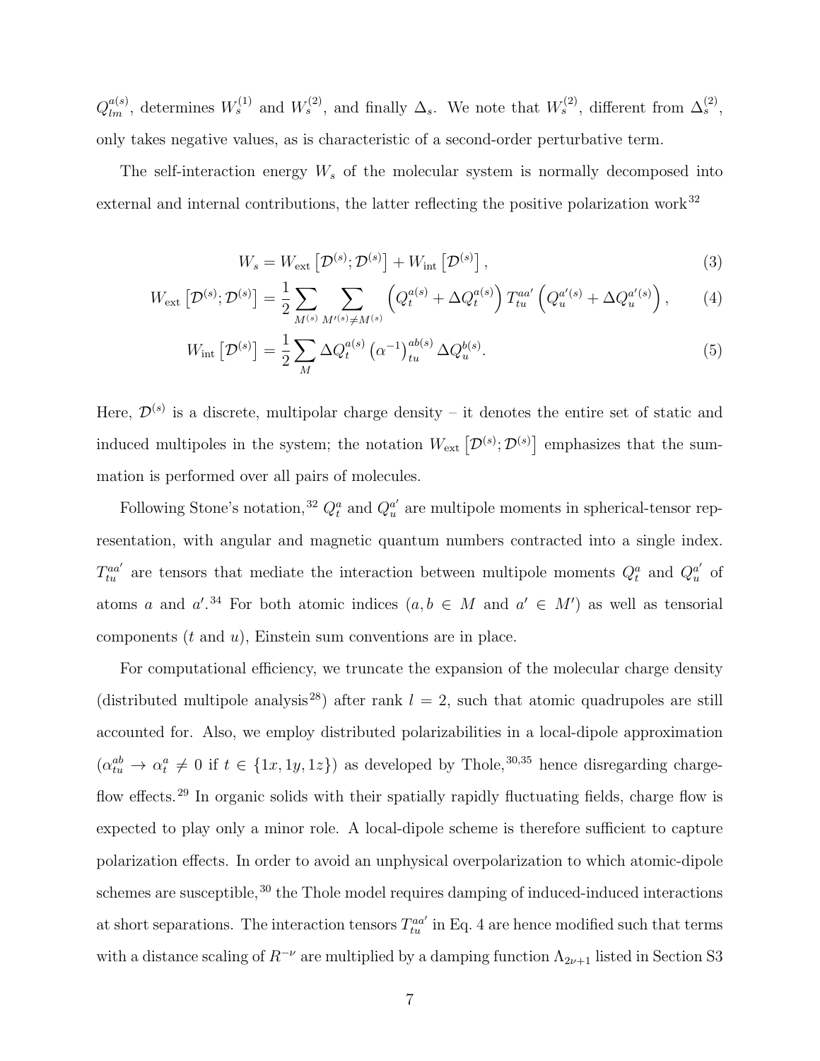$Q_{lm}^{a(s)}$, determines $W_s^{(1)}$ and $W_s^{(2)}$, and finally $\Delta_s$. We note that $W_s^{(2)}$, different from $\Delta_s^{(2)}$, only takes negative values, as is characteristic of a second-order perturbative term.

The self-interaction energy $W_s$ of the molecular system is normally decomposed into external and internal contributions, the latter reflecting the positive polarization work[32]

$$W_s = W_{\text{ext}}\left[\mathcal{D}^{(s)};\mathcal{D}^{(s)}\right] + W_{\text{int}}\left[\mathcal{D}^{(s)}\right], \tag{3}$$

$$W_{\text{ext}}\left[\mathcal{D}^{(s)};\mathcal{D}^{(s)}\right] = \frac{1}{2}\sum_{M^{(s)}}\sum_{M'^{(s)}\neq M^{(s)}}\left(Q_t^{a(s)} + \Delta Q_t^{a(s)}\right) T_{tu}^{aa'}\left(Q_u^{a'(s)} + \Delta Q_u^{a'(s)}\right), \tag{4}$$

$$W_{\text{int}}\left[\mathcal{D}^{(s)}\right] = \frac{1}{2}\sum_{M}\Delta Q_t^{a(s)}\left(\alpha^{-1}\right)_{tu}^{ab(s)}\Delta Q_u^{b(s)}. \tag{5}$$

Here, $\mathcal{D}^{(s)}$ is a discrete, multipolar charge density – it denotes the entire set of static and induced multipoles in the system; the notation $W_{\text{ext}}\left[\mathcal{D}^{(s)};\mathcal{D}^{(s)}\right]$ emphasizes that the summation is performed over all pairs of molecules.

Following Stone's notation,[32] $Q_t^a$ and $Q_u^{a'}$ are multipole moments in spherical-tensor representation, with angular and magnetic quantum numbers contracted into a single index. $T_{tu}^{aa'}$ are tensors that mediate the interaction between multipole moments $Q_t^a$ and $Q_u^{a'}$ of atoms $a$ and $a'$.[34] For both atomic indices ($a, b \in M$ and $a' \in M'$) as well as tensorial components ($t$ and $u$), Einstein sum conventions are in place.

For computational efficiency, we truncate the expansion of the molecular charge density (distributed multipole analysis[28]) after rank $l = 2$, such that atomic quadrupoles are still accounted for. Also, we employ distributed polarizabilities in a local-dipole approximation ($\alpha_{tu}^{ab} \rightarrow \alpha_t^a \neq 0$ if $t \in \{1x, 1y, 1z\}$) as developed by Thole,[30,35] hence disregarding charge-flow effects.[29] In organic solids with their spatially rapidly fluctuating fields, charge flow is expected to play only a minor role. A local-dipole scheme is therefore sufficient to capture polarization effects. In order to avoid an unphysical overpolarization to which atomic-dipole schemes are susceptible,[30] the Thole model requires damping of induced-induced interactions at short separations. The interaction tensors $T_{tu}^{aa'}$ in Eq. 4 are hence modified such that terms with a distance scaling of $R^{-\nu}$ are multiplied by a damping function $\Lambda_{2\nu+1}$ listed in Section S3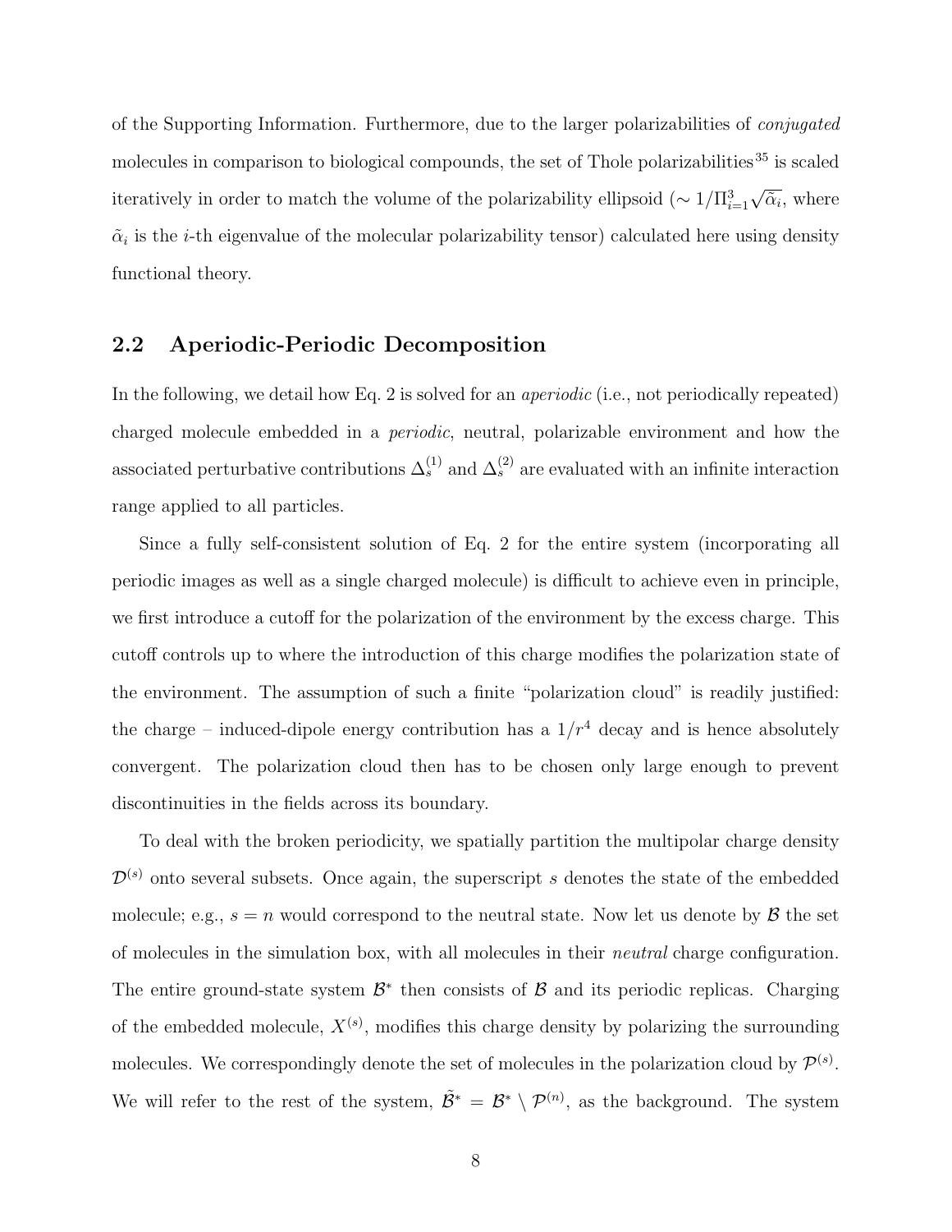of the Supporting Information. Furthermore, due to the larger polarizabilities of *conjugated* molecules in comparison to biological compounds, the set of Thole polarizabilities[35] is scaled iteratively in order to match the volume of the polarizability ellipsoid ($\sim 1/\Pi_{i=1}^{3}\sqrt{\tilde{\alpha}_i}$, where $\tilde{\alpha}_i$ is the $i$-th eigenvalue of the molecular polarizability tensor) calculated here using density functional theory.

## 2.2 Aperiodic-Periodic Decomposition

In the following, we detail how Eq. 2 is solved for an *aperiodic* (i.e., not periodically repeated) charged molecule embedded in a *periodic*, neutral, polarizable environment and how the associated perturbative contributions $\Delta_s^{(1)}$ and $\Delta_s^{(2)}$ are evaluated with an infinite interaction range applied to all particles.

Since a fully self-consistent solution of Eq. 2 for the entire system (incorporating all periodic images as well as a single charged molecule) is difficult to achieve even in principle, we first introduce a cutoff for the polarization of the environment by the excess charge. This cutoff controls up to where the introduction of this charge modifies the polarization state of the environment. The assumption of such a finite "polarization cloud" is readily justified: the charge – induced-dipole energy contribution has a $1/r^4$ decay and is hence absolutely convergent. The polarization cloud then has to be chosen only large enough to prevent discontinuities in the fields across its boundary.

To deal with the broken periodicity, we spatially partition the multipolar charge density $\mathcal{D}^{(s)}$ onto several subsets. Once again, the superscript $s$ denotes the state of the embedded molecule; e.g., $s = n$ would correspond to the neutral state. Now let us denote by $\mathcal{B}$ the set of molecules in the simulation box, with all molecules in their *neutral* charge configuration. The entire ground-state system $\mathcal{B}^*$ then consists of $\mathcal{B}$ and its periodic replicas. Charging of the embedded molecule, $X^{(s)}$, modifies this charge density by polarizing the surrounding molecules. We correspondingly denote the set of molecules in the polarization cloud by $\mathcal{P}^{(s)}$. We will refer to the rest of the system, $\tilde{\mathcal{B}}^* = \mathcal{B}^* \setminus \mathcal{P}^{(n)}$, as the background. The system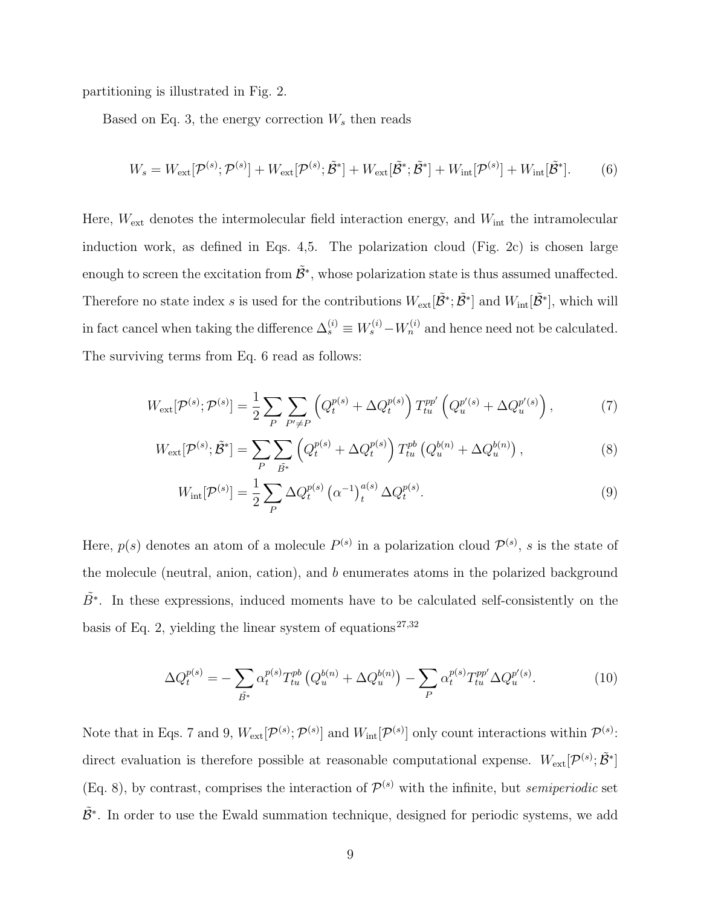partitioning is illustrated in Fig. 2.

Based on Eq. 3, the energy correction $W_s$ then reads

$$W_s = W_{\text{ext}}[\mathcal{P}^{(s)};\mathcal{P}^{(s)}] + W_{\text{ext}}[\mathcal{P}^{(s)};\tilde{\mathcal{B}}^{*}] + W_{\text{ext}}[\tilde{\mathcal{B}}^{*};\tilde{\mathcal{B}}^{*}] + W_{\text{int}}[\mathcal{P}^{(s)}] + W_{\text{int}}[\tilde{\mathcal{B}}^{*}]. \tag{6}$$

Here, $W_{\text{ext}}$ denotes the intermolecular field interaction energy, and $W_{\text{int}}$ the intramolecular induction work, as defined in Eqs. 4,5. The polarization cloud (Fig. 2c) is chosen large enough to screen the excitation from $\tilde{\mathcal{B}}^{*}$, whose polarization state is thus assumed unaffected. Therefore no state index $s$ is used for the contributions $W_{\text{ext}}[\tilde{\mathcal{B}}^{*};\tilde{\mathcal{B}}^{*}]$ and $W_{\text{int}}[\tilde{\mathcal{B}}^{*}]$, which will in fact cancel when taking the difference $\Delta_s^{(i)} \equiv W_s^{(i)} - W_n^{(i)}$ and hence need not be calculated. The surviving terms from Eq. 6 read as follows:

$$W_{\text{ext}}[\mathcal{P}^{(s)};\mathcal{P}^{(s)}] = \frac{1}{2}\sum_{P}\sum_{P'\neq P}\left(Q_t^{p(s)} + \Delta Q_t^{p(s)}\right) T_{tu}^{pp'} \left(Q_u^{p'(s)} + \Delta Q_u^{p'(s)}\right), \tag{7}$$

$$W_{\text{ext}}[\mathcal{P}^{(s)};\tilde{\mathcal{B}}^{*}] = \sum_{P}\sum_{\tilde{B}^{*}}\left(Q_t^{p(s)} + \Delta Q_t^{p(s)}\right) T_{tu}^{pb} \left(Q_u^{b(n)} + \Delta Q_u^{b(n)}\right), \tag{8}$$

$$W_{\text{int}}[\mathcal{P}^{(s)}] = \frac{1}{2}\sum_{P} \Delta Q_t^{p(s)} \left(\alpha^{-1}\right)_t^{a(s)} \Delta Q_t^{p(s)}. \tag{9}$$

Here, $p(s)$ denotes an atom of a molecule $P^{(s)}$ in a polarization cloud $\mathcal{P}^{(s)}$, $s$ is the state of the molecule (neutral, anion, cation), and $b$ enumerates atoms in the polarized background $\tilde{B}^{*}$. In these expressions, induced moments have to be calculated self-consistently on the basis of Eq. 2, yielding the linear system of equations[27,32]

$$\Delta Q_t^{p(s)} = -\sum_{\tilde{B}^{*}} \alpha_t^{p(s)} T_{tu}^{pb}\left(Q_u^{b(n)} + \Delta Q_u^{b(n)}\right) - \sum_{P} \alpha_t^{p(s)} T_{tu}^{pp'} \Delta Q_u^{p'(s)}. \tag{10}$$

Note that in Eqs. 7 and 9, $W_{\text{ext}}[\mathcal{P}^{(s)};\mathcal{P}^{(s)}]$ and $W_{\text{int}}[\mathcal{P}^{(s)}]$ only count interactions within $\mathcal{P}^{(s)}$: direct evaluation is therefore possible at reasonable computational expense. $W_{\text{ext}}[\mathcal{P}^{(s)};\tilde{\mathcal{B}}^{*}]$ (Eq. 8), by contrast, comprises the interaction of $\mathcal{P}^{(s)}$ with the infinite, but *semiperiodic* set $\tilde{\mathcal{B}}^{*}$. In order to use the Ewald summation technique, designed for periodic systems, we add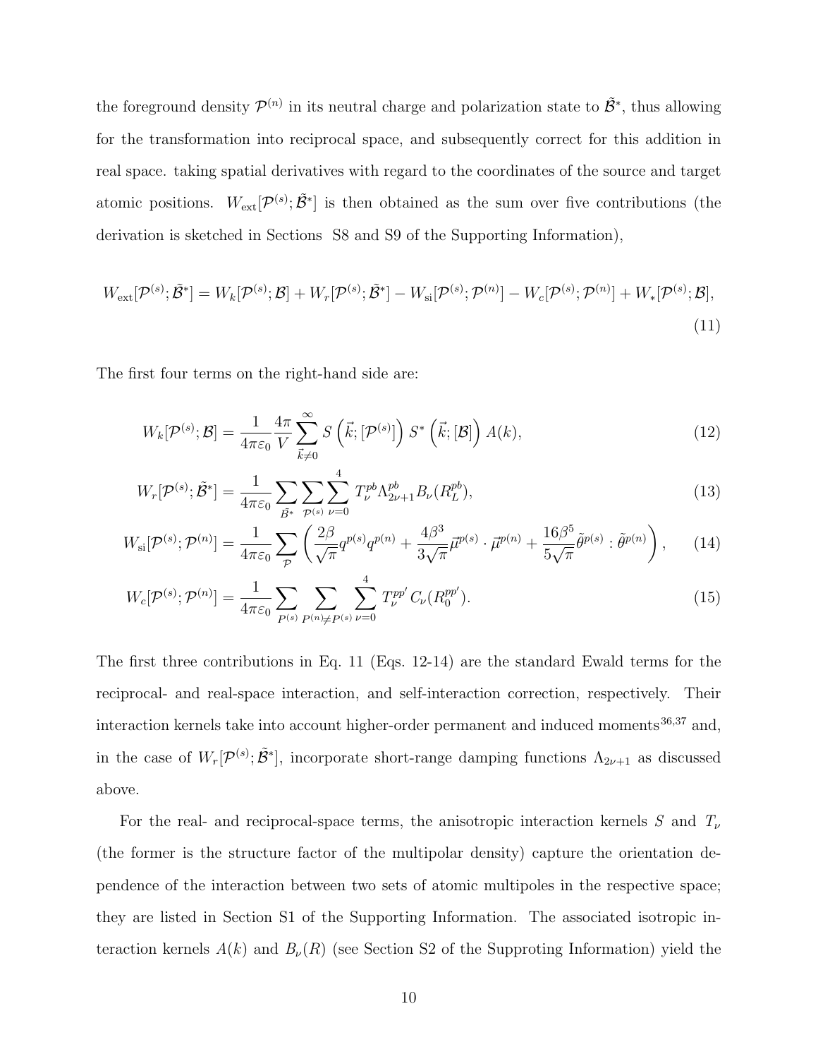the foreground density $\mathcal{P}^{(n)}$ in its neutral charge and polarization state to $\tilde{\mathcal{B}}^{*}$, thus allowing for the transformation into reciprocal space, and subsequently correct for this addition in real space. taking spatial derivatives with regard to the coordinates of the source and target atomic positions. $W_{\text{ext}}[\mathcal{P}^{(s)};\tilde{\mathcal{B}}^{*}]$ is then obtained as the sum over five contributions (the derivation is sketched in Sections S8 and S9 of the Supporting Information),

$$W_{\text{ext}}[\mathcal{P}^{(s)};\tilde{\mathcal{B}}^{*}] = W_k[\mathcal{P}^{(s)};\mathcal{B}] + W_r[\mathcal{P}^{(s)};\tilde{\mathcal{B}}^{*}] - W_{\text{si}}[\mathcal{P}^{(s)};\mathcal{P}^{(n)}] - W_c[\mathcal{P}^{(s)};\mathcal{P}^{(n)}] + W_*[\mathcal{P}^{(s)};\mathcal{B}], \tag{11}$$

The first four terms on the right-hand side are:

$$W_k[\mathcal{P}^{(s)};\mathcal{B}] = \frac{1}{4\pi\varepsilon_0}\frac{4\pi}{V}\sum_{\vec{k}\neq 0}^{\infty} S\left(\vec{k};[\mathcal{P}^{(s)}]\right) S^{*}\left(\vec{k};[\mathcal{B}]\right) A(k), \tag{12}$$

$$W_r[\mathcal{P}^{(s)};\tilde{\mathcal{B}}^{*}] = \frac{1}{4\pi\varepsilon_0}\sum_{\tilde{B}^{*}}\sum_{\mathcal{P}^{(s)}}\sum_{\nu=0}^{4} T_{\nu}^{pb}\Lambda_{2\nu+1}^{pb} B_{\nu}(R_L^{pb}), \tag{13}$$

$$W_{\text{si}}[\mathcal{P}^{(s)};\mathcal{P}^{(n)}] = \frac{1}{4\pi\varepsilon_0}\sum_{\mathcal{P}}\left(\frac{2\beta}{\sqrt{\pi}}q^{p(s)}q^{p(n)} + \frac{4\beta^3}{3\sqrt{\pi}}\vec{\mu}^{p(s)}\cdot\vec{\mu}^{p(n)} + \frac{16\beta^5}{5\sqrt{\pi}}\tilde{\theta}^{p(s)}:\tilde{\theta}^{p(n)}\right), \tag{14}$$

$$W_c[\mathcal{P}^{(s)};\mathcal{P}^{(n)}] = \frac{1}{4\pi\varepsilon_0}\sum_{P^{(s)}}\sum_{P^{(n)}\neq P^{(s)}}\sum_{\nu=0}^{4} T_{\nu}^{pp'} C_{\nu}(R_0^{pp'}). \tag{15}$$

The first three contributions in Eq. 11 (Eqs. 12-14) are the standard Ewald terms for the reciprocal- and real-space interaction, and self-interaction correction, respectively. Their interaction kernels take into account higher-order permanent and induced moments[36,37] and, in the case of $W_r[\mathcal{P}^{(s)};\tilde{\mathcal{B}}^{*}]$, incorporate short-range damping functions $\Lambda_{2\nu+1}$ as discussed above.

For the real- and reciprocal-space terms, the anisotropic interaction kernels $S$ and $T_{\nu}$ (the former is the structure factor of the multipolar density) capture the orientation dependence of the interaction between two sets of atomic multipoles in the respective space; they are listed in Section S1 of the Supporting Information. The associated isotropic interaction kernels $A(k)$ and $B_{\nu}(R)$ (see Section S2 of the Supproting Information) yield the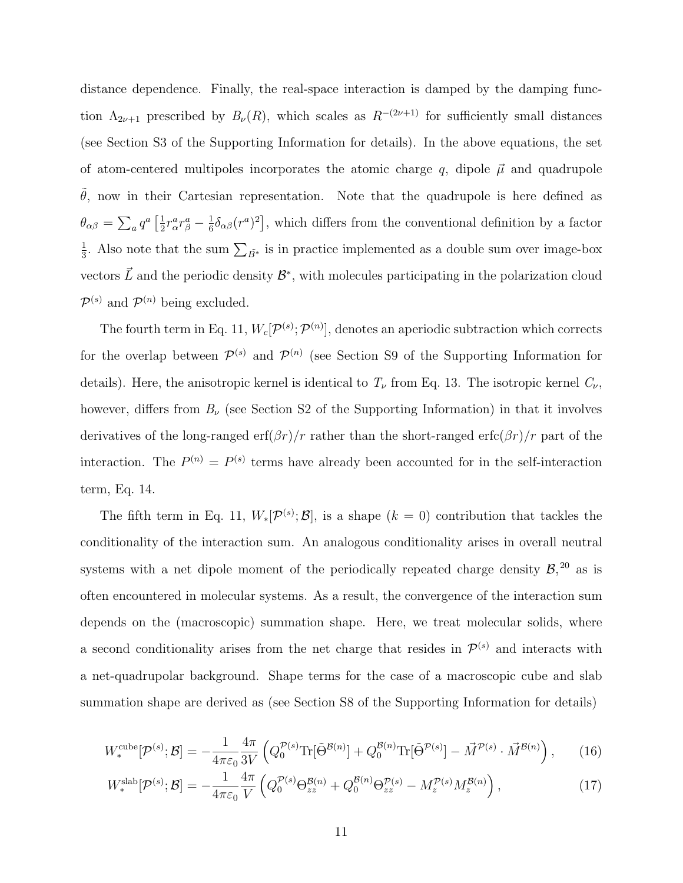distance dependence. Finally, the real-space interaction is damped by the damping function $\Lambda_{2\nu+1}$ prescribed by $B_\nu(R)$, which scales as $R^{-(2\nu+1)}$ for sufficiently small distances (see Section S3 of the Supporting Information for details). In the above equations, the set of atom-centered multipoles incorporates the atomic charge $q$, dipole $\vec{\mu}$ and quadrupole $\tilde{\theta}$, now in their Cartesian representation. Note that the quadrupole is here defined as $\theta_{\alpha\beta} = \sum_a q^a \left[\frac{1}{2} r^a_\alpha r^a_\beta - \frac{1}{6}\delta_{\alpha\beta}(r^a)^2\right]$, which differs from the conventional definition by a factor $\frac{1}{3}$. Also note that the sum $\sum_{\vec{B}^*}$ is in practice implemented as a double sum over image-box vectors $\vec{L}$ and the periodic density $\mathcal{B}^*$, with molecules participating in the polarization cloud $\mathcal{P}^{(s)}$ and $\mathcal{P}^{(n)}$ being excluded.

The fourth term in Eq. 11, $W_c[\mathcal{P}^{(s)};\mathcal{P}^{(n)}]$, denotes an aperiodic subtraction which corrects for the overlap between $\mathcal{P}^{(s)}$ and $\mathcal{P}^{(n)}$ (see Section S9 of the Supporting Information for details). Here, the anisotropic kernel is identical to $T_\nu$ from Eq. 13. The isotropic kernel $C_\nu$, however, differs from $B_\nu$ (see Section S2 of the Supporting Information) in that it involves derivatives of the long-ranged $\mathrm{erf}(\beta r)/r$ rather than the short-ranged $\mathrm{erfc}(\beta r)/r$ part of the interaction. The $P^{(n)} = P^{(s)}$ terms have already been accounted for in the self-interaction term, Eq. 14.

The fifth term in Eq. 11, $W_*[\mathcal{P}^{(s)};\mathcal{B}]$, is a shape ($k = 0$) contribution that tackles the conditionality of the interaction sum. An analogous conditionality arises in overall neutral systems with a net dipole moment of the periodically repeated charge density $\mathcal{B}$,[20] as is often encountered in molecular systems. As a result, the convergence of the interaction sum depends on the (macroscopic) summation shape. Here, we treat molecular solids, where a second conditionality arises from the net charge that resides in $\mathcal{P}^{(s)}$ and interacts with a net-quadrupolar background. Shape terms for the case of a macroscopic cube and slab summation shape are derived as (see Section S8 of the Supporting Information for details)

$$W_*^{\mathrm{cube}}[\mathcal{P}^{(s)};\mathcal{B}] = -\frac{1}{4\pi\varepsilon_0}\frac{4\pi}{3V}\left(Q_0^{\mathcal{P}(s)}\mathrm{Tr}[\tilde{\Theta}^{\mathcal{B}(n)}] + Q_0^{\mathcal{B}(n)}\mathrm{Tr}[\tilde{\Theta}^{\mathcal{P}(s)}] - \vec{M}^{\mathcal{P}(s)}\cdot\vec{M}^{\mathcal{B}(n)}\right), \tag{16}$$

$$W_*^{\mathrm{slab}}[\mathcal{P}^{(s)};\mathcal{B}] = -\frac{1}{4\pi\varepsilon_0}\frac{4\pi}{V}\left(Q_0^{\mathcal{P}(s)}\Theta_{zz}^{\mathcal{B}(n)} + Q_0^{\mathcal{B}(n)}\Theta_{zz}^{\mathcal{P}(s)} - M_z^{\mathcal{P}(s)}M_z^{\mathcal{B}(n)}\right), \tag{17}$$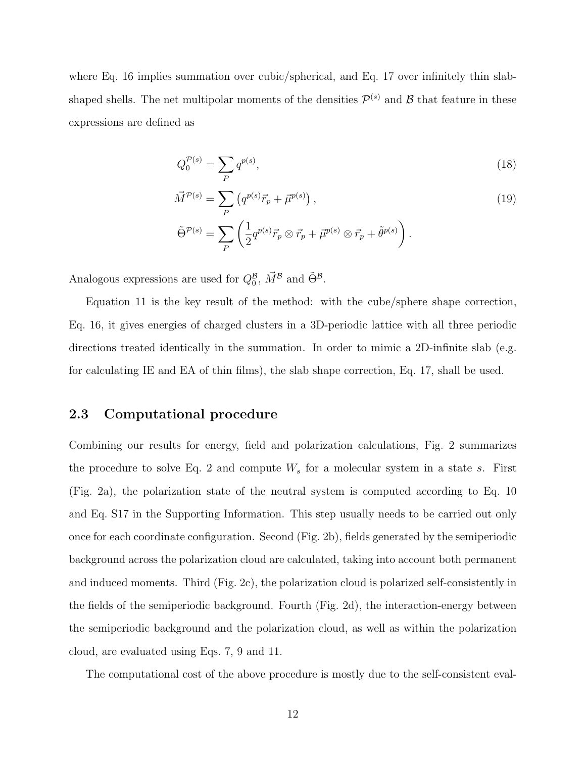where Eq. 16 implies summation over cubic/spherical, and Eq. 17 over infinitely thin slab-shaped shells. The net multipolar moments of the densities $\mathcal{P}^{(s)}$ and $\mathcal{B}$ that feature in these expressions are defined as

$$Q_0^{\mathcal{P}(s)} = \sum_P q^{p(s)}, \tag{18}$$

$$\begin{aligned} \vec{M}^{\mathcal{P}(s)} &= \sum_P \left( q^{p(s)} \vec{r}_p + \vec{\mu}^{p(s)} \right), \\ \tilde{\Theta}^{\mathcal{P}(s)} &= \sum_P \left( \frac{1}{2} q^{p(s)} \vec{r}_p \otimes \vec{r}_p + \vec{\mu}^{p(s)} \otimes \vec{r}_p + \tilde{\theta}^{p(s)} \right). \end{aligned} \tag{19}$$

Analogous expressions are used for $Q_0^{\mathcal{B}}$, $\vec{M}^{\mathcal{B}}$ and $\tilde{\Theta}^{\mathcal{B}}$.

Equation 11 is the key result of the method: with the cube/sphere shape correction, Eq. 16, it gives energies of charged clusters in a 3D-periodic lattice with all three periodic directions treated identically in the summation. In order to mimic a 2D-infinite slab (e.g. for calculating IE and EA of thin films), the slab shape correction, Eq. 17, shall be used.

## 2.3 Computational procedure

Combining our results for energy, field and polarization calculations, Fig. 2 summarizes the procedure to solve Eq. 2 and compute $W_s$ for a molecular system in a state $s$. First (Fig. 2a), the polarization state of the neutral system is computed according to Eq. 10 and Eq. S17 in the Supporting Information. This step usually needs to be carried out only once for each coordinate configuration. Second (Fig. 2b), fields generated by the semiperiodic background across the polarization cloud are calculated, taking into account both permanent and induced moments. Third (Fig. 2c), the polarization cloud is polarized self-consistently in the fields of the semiperiodic background. Fourth (Fig. 2d), the interaction-energy between the semiperiodic background and the polarization cloud, as well as within the polarization cloud, are evaluated using Eqs. 7, 9 and 11.

The computational cost of the above procedure is mostly due to the self-consistent eval-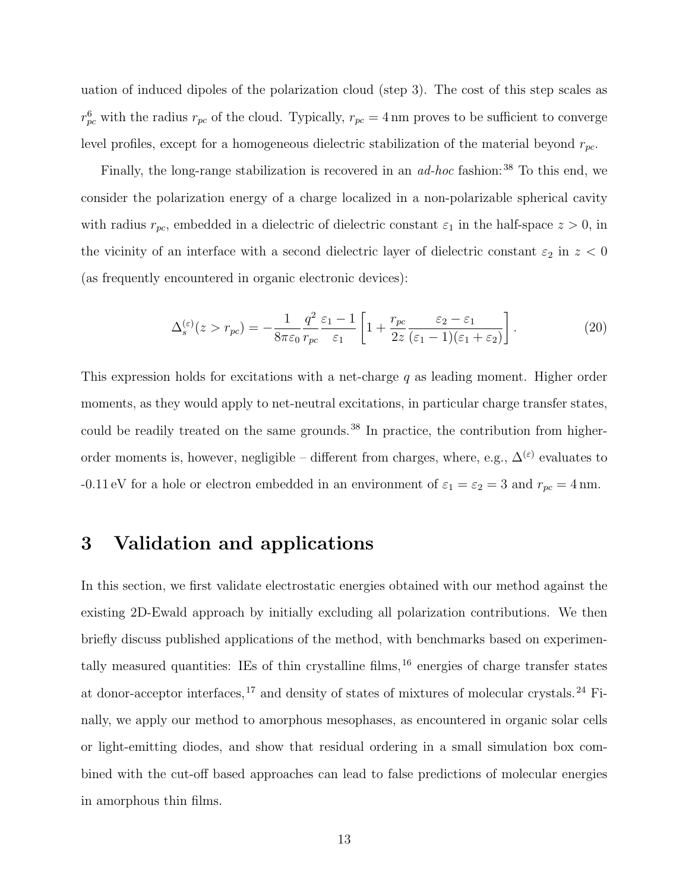uation of induced dipoles of the polarization cloud (step 3). The cost of this step scales as $r_{pc}^6$ with the radius $r_{pc}$ of the cloud. Typically, $r_{pc} = 4\,\text{nm}$ proves to be sufficient to converge level profiles, except for a homogeneous dielectric stabilization of the material beyond $r_{pc}$.

Finally, the long-range stabilization is recovered in an *ad-hoc* fashion:[38] To this end, we consider the polarization energy of a charge localized in a non-polarizable spherical cavity with radius $r_{pc}$, embedded in a dielectric of dielectric constant $\varepsilon_1$ in the half-space $z > 0$, in the vicinity of an interface with a second dielectric layer of dielectric constant $\varepsilon_2$ in $z < 0$ (as frequently encountered in organic electronic devices):

$$\Delta_s^{(\varepsilon)}(z > r_{pc}) = -\frac{1}{8\pi\varepsilon_0}\frac{q^2}{r_{pc}}\frac{\varepsilon_1 - 1}{\varepsilon_1}\left[1 + \frac{r_{pc}}{2z}\frac{\varepsilon_2 - \varepsilon_1}{(\varepsilon_1 - 1)(\varepsilon_1 + \varepsilon_2)}\right]. \tag{20}$$

This expression holds for excitations with a net-charge $q$ as leading moment. Higher order moments, as they would apply to net-neutral excitations, in particular charge transfer states, could be readily treated on the same grounds.[38] In practice, the contribution from higher-order moments is, however, negligible – different from charges, where, e.g., $\Delta^{(\varepsilon)}$ evaluates to -0.11 eV for a hole or electron embedded in an environment of $\varepsilon_1 = \varepsilon_2 = 3$ and $r_{pc} = 4\,\text{nm}$.

# 3 Validation and applications

In this section, we first validate electrostatic energies obtained with our method against the existing 2D-Ewald approach by initially excluding all polarization contributions. We then briefly discuss published applications of the method, with benchmarks based on experimentally measured quantities: IEs of thin crystalline films,[16] energies of charge transfer states at donor-acceptor interfaces,[17] and density of states of mixtures of molecular crystals.[24] Finally, we apply our method to amorphous mesophases, as encountered in organic solar cells or light-emitting diodes, and show that residual ordering in a small simulation box combined with the cut-off based approaches can lead to false predictions of molecular energies in amorphous thin films.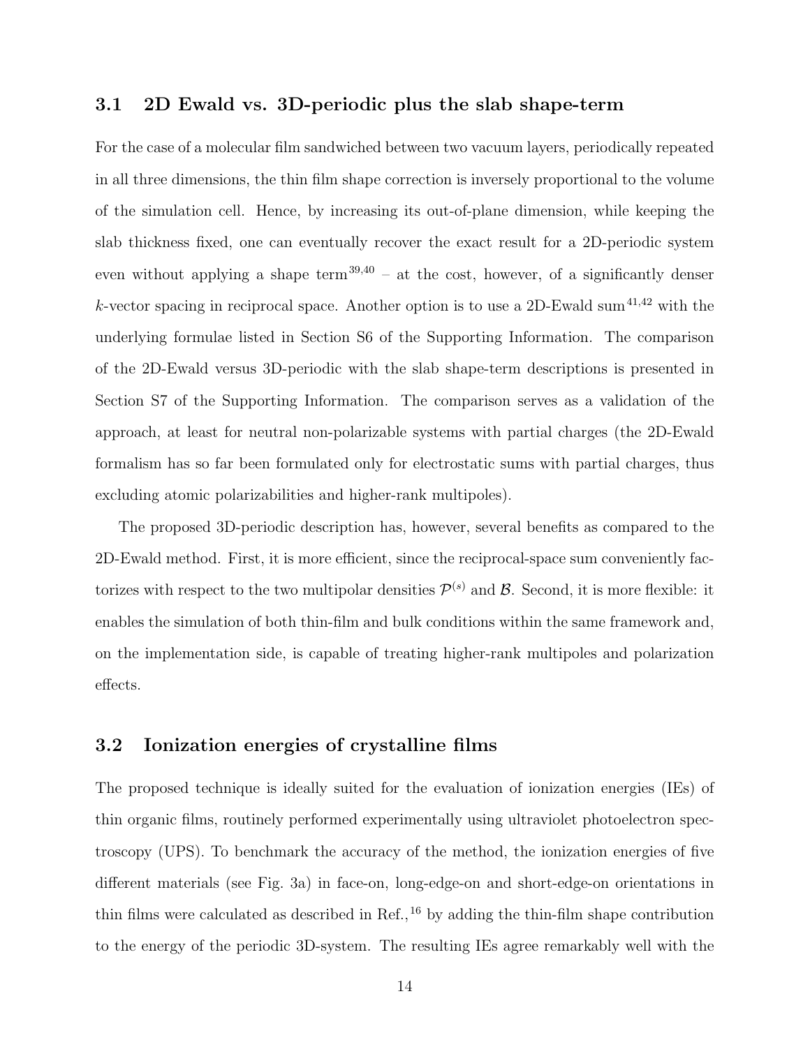### 3.1 2D Ewald vs. 3D-periodic plus the slab shape-term

For the case of a molecular film sandwiched between two vacuum layers, periodically repeated in all three dimensions, the thin film shape correction is inversely proportional to the volume of the simulation cell. Hence, by increasing its out-of-plane dimension, while keeping the slab thickness fixed, one can eventually recover the exact result for a 2D-periodic system even without applying a shape term[39,40] – at the cost, however, of a significantly denser $k$-vector spacing in reciprocal space. Another option is to use a 2D-Ewald sum[41,42] with the underlying formulae listed in Section S6 of the Supporting Information. The comparison of the 2D-Ewald versus 3D-periodic with the slab shape-term descriptions is presented in Section S7 of the Supporting Information. The comparison serves as a validation of the approach, at least for neutral non-polarizable systems with partial charges (the 2D-Ewald formalism has so far been formulated only for electrostatic sums with partial charges, thus excluding atomic polarizabilities and higher-rank multipoles).

The proposed 3D-periodic description has, however, several benefits as compared to the 2D-Ewald method. First, it is more efficient, since the reciprocal-space sum conveniently factorizes with respect to the two multipolar densities $\mathcal{P}^{(s)}$ and $\mathcal{B}$. Second, it is more flexible: it enables the simulation of both thin-film and bulk conditions within the same framework and, on the implementation side, is capable of treating higher-rank multipoles and polarization effects.

### 3.2 Ionization energies of crystalline films

The proposed technique is ideally suited for the evaluation of ionization energies (IEs) of thin organic films, routinely performed experimentally using ultraviolet photoelectron spectroscopy (UPS). To benchmark the accuracy of the method, the ionization energies of five different materials (see Fig. 3a) in face-on, long-edge-on and short-edge-on orientations in thin films were calculated as described in Ref.,[16] by adding the thin-film shape contribution to the energy of the periodic 3D-system. The resulting IEs agree remarkably well with the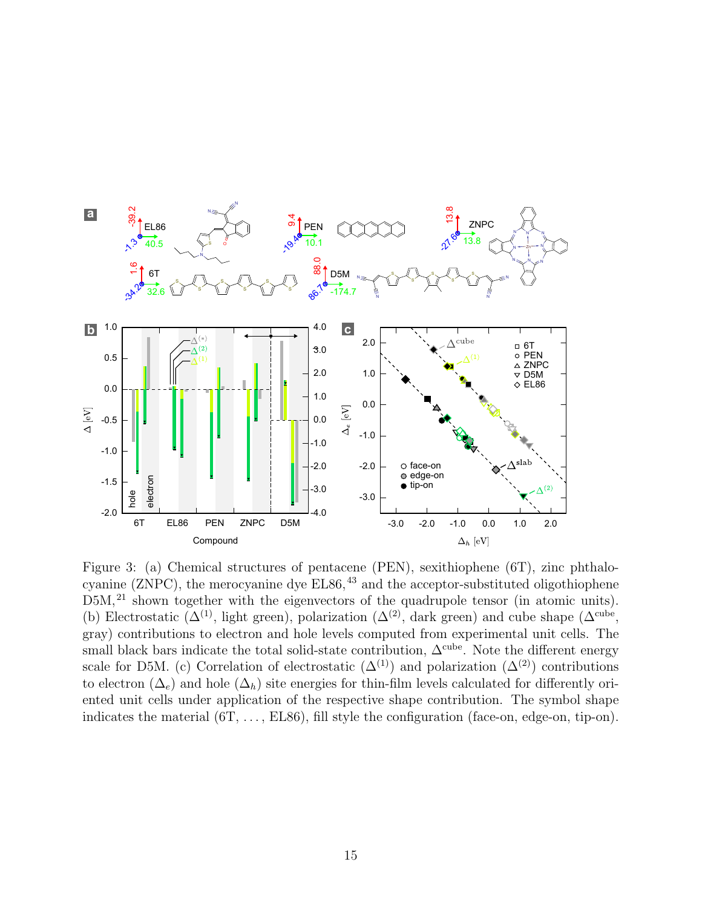Figure 3: (a) Chemical structures of pentacene (PEN), sexithiophene (6T), zinc phthalocyanine (ZNPC), the merocyanine dye EL86,[43] and the acceptor-substituted oligothiophene D5M,[21] shown together with the eigenvectors of the quadrupole tensor (in atomic units). (b) Electrostatic ($\Delta^{(1)}$, light green), polarization ($\Delta^{(2)}$, dark green) and cube shape ($\Delta^{\text{cube}}$, gray) contributions to electron and hole levels computed from experimental unit cells. The small black bars indicate the total solid-state contribution, $\Delta^{\text{cube}}$. Note the different energy scale for D5M. (c) Correlation of electrostatic ($\Delta^{(1)}$) and polarization ($\Delta^{(2)}$) contributions to electron ($\Delta_e$) and hole ($\Delta_h$) site energies for thin-film levels calculated for differently oriented unit cells under application of the respective shape contribution. The symbol shape indicates the material (6T, ..., EL86), fill style the configuration (face-on, edge-on, tip-on).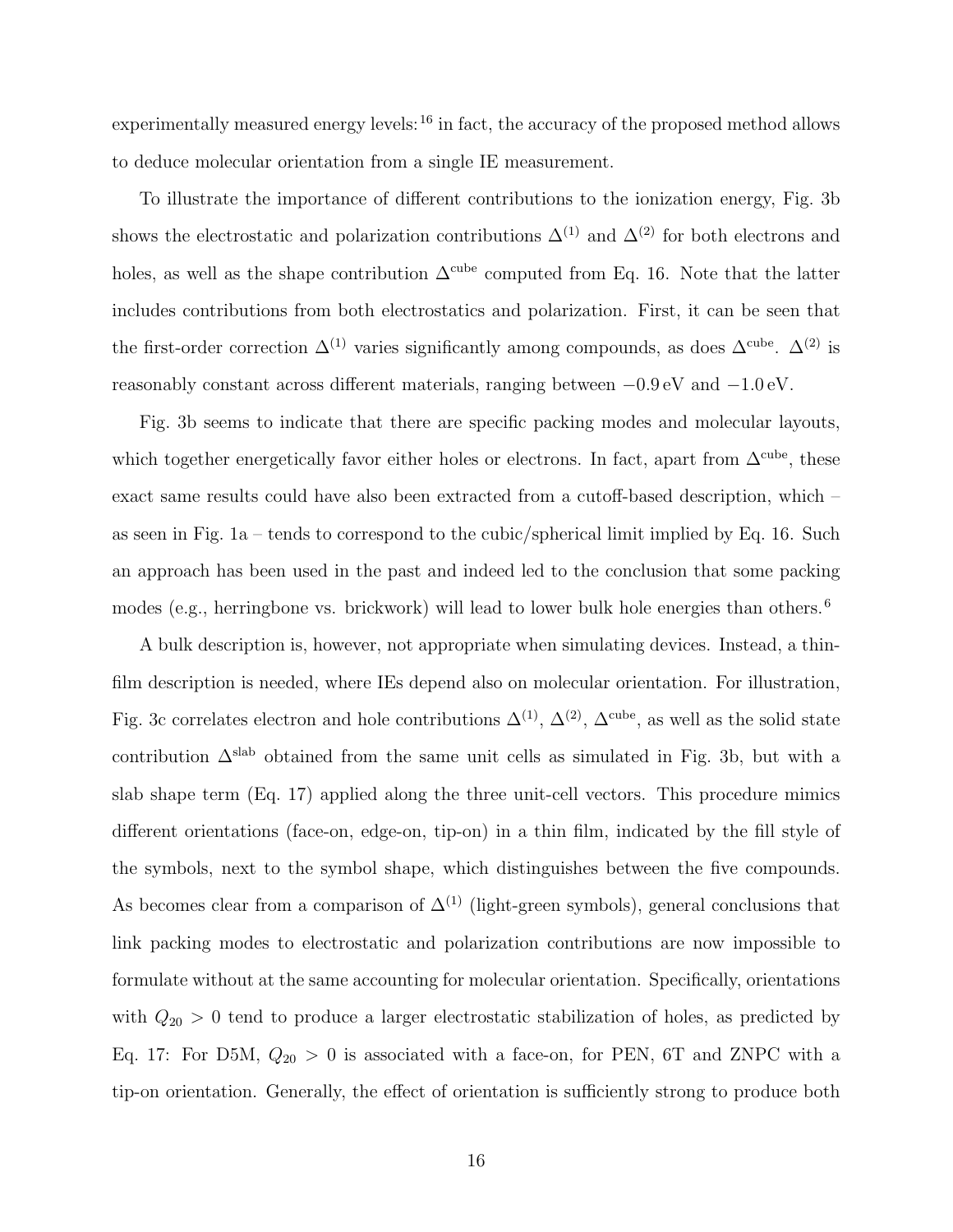experimentally measured energy levels:[16] in fact, the accuracy of the proposed method allows to deduce molecular orientation from a single IE measurement.

To illustrate the importance of different contributions to the ionization energy, Fig. 3b shows the electrostatic and polarization contributions $\Delta^{(1)}$ and $\Delta^{(2)}$ for both electrons and holes, as well as the shape contribution $\Delta^{\text{cube}}$ computed from Eq. 16. Note that the latter includes contributions from both electrostatics and polarization. First, it can be seen that the first-order correction $\Delta^{(1)}$ varies significantly among compounds, as does $\Delta^{\text{cube}}$. $\Delta^{(2)}$ is reasonably constant across different materials, ranging between $-0.9\,\text{eV}$ and $-1.0\,\text{eV}$.

Fig. 3b seems to indicate that there are specific packing modes and molecular layouts, which together energetically favor either holes or electrons. In fact, apart from $\Delta^{\text{cube}}$, these exact same results could have also been extracted from a cutoff-based description, which – as seen in Fig. 1a – tends to correspond to the cubic/spherical limit implied by Eq. 16. Such an approach has been used in the past and indeed led to the conclusion that some packing modes (e.g., herringbone vs. brickwork) will lead to lower bulk hole energies than others.[6]

A bulk description is, however, not appropriate when simulating devices. Instead, a thin-film description is needed, where IEs depend also on molecular orientation. For illustration, Fig. 3c correlates electron and hole contributions $\Delta^{(1)}$, $\Delta^{(2)}$, $\Delta^{\text{cube}}$, as well as the solid state contribution $\Delta^{\text{slab}}$ obtained from the same unit cells as simulated in Fig. 3b, but with a slab shape term (Eq. 17) applied along the three unit-cell vectors. This procedure mimics different orientations (face-on, edge-on, tip-on) in a thin film, indicated by the fill style of the symbols, next to the symbol shape, which distinguishes between the five compounds. As becomes clear from a comparison of $\Delta^{(1)}$ (light-green symbols), general conclusions that link packing modes to electrostatic and polarization contributions are now impossible to formulate without at the same accounting for molecular orientation. Specifically, orientations with $Q_{20} > 0$ tend to produce a larger electrostatic stabilization of holes, as predicted by Eq. 17: For D5M, $Q_{20} > 0$ is associated with a face-on, for PEN, 6T and ZNPC with a tip-on orientation. Generally, the effect of orientation is sufficiently strong to produce both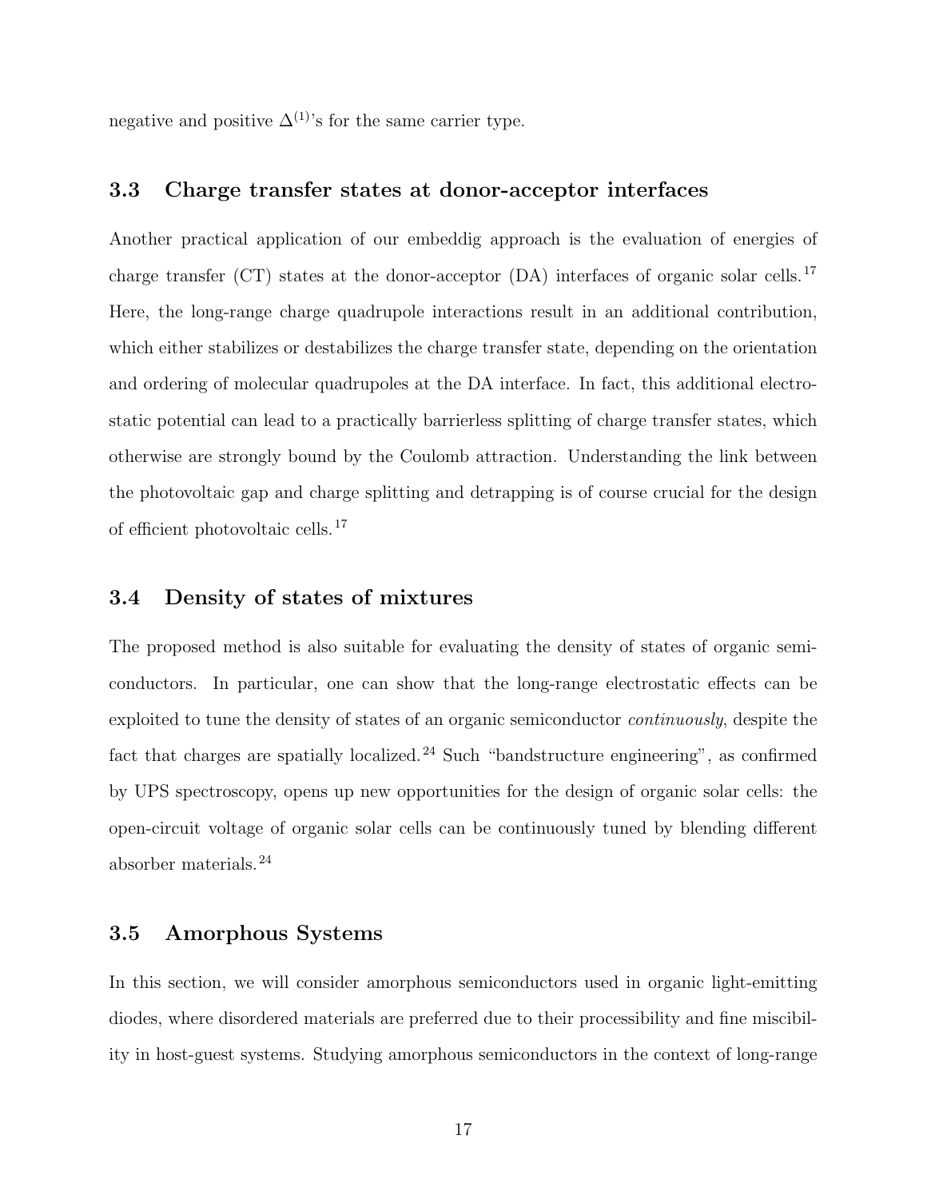negative and positive $\Delta^{(1)}$'s for the same carrier type.

### 3.3 Charge transfer states at donor-acceptor interfaces

Another practical application of our embeddig approach is the evaluation of energies of charge transfer (CT) states at the donor-acceptor (DA) interfaces of organic solar cells.[17] Here, the long-range charge quadrupole interactions result in an additional contribution, which either stabilizes or destabilizes the charge transfer state, depending on the orientation and ordering of molecular quadrupoles at the DA interface. In fact, this additional electrostatic potential can lead to a practically barrierless splitting of charge transfer states, which otherwise are strongly bound by the Coulomb attraction. Understanding the link between the photovoltaic gap and charge splitting and detrapping is of course crucial for the design of efficient photovoltaic cells.[17]

### 3.4 Density of states of mixtures

The proposed method is also suitable for evaluating the density of states of organic semiconductors. In particular, one can show that the long-range electrostatic effects can be exploited to tune the density of states of an organic semiconductor *continuously*, despite the fact that charges are spatially localized.[24] Such "bandstructure engineering", as confirmed by UPS spectroscopy, opens up new opportunities for the design of organic solar cells: the open-circuit voltage of organic solar cells can be continuously tuned by blending different absorber materials.[24]

### 3.5 Amorphous Systems

In this section, we will consider amorphous semiconductors used in organic light-emitting diodes, where disordered materials are preferred due to their processibility and fine miscibility in host-guest systems. Studying amorphous semiconductors in the context of long-range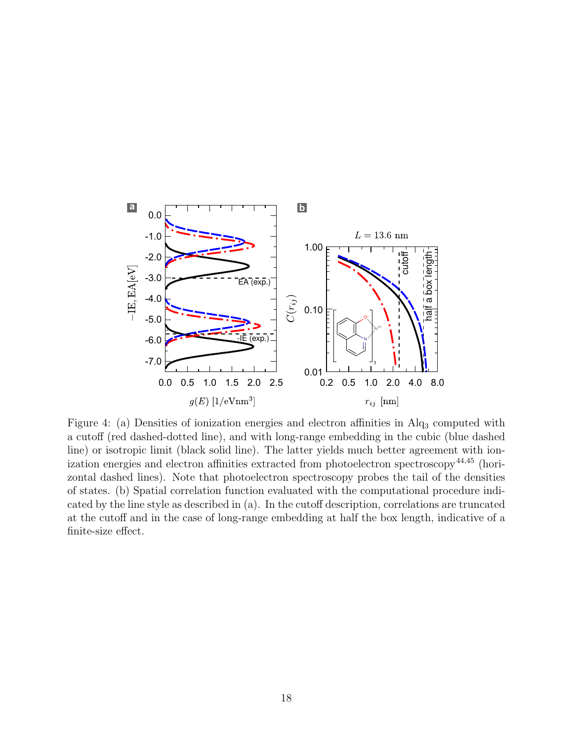Figure 4: (a) Densities of ionization energies and electron affinities in $Alq_3$ computed with a cutoff (red dashed-dotted line), and with long-range embedding in the cubic (blue dashed line) or isotropic limit (black solid line). The latter yields much better agreement with ionization energies and electron affinities extracted from photoelectron spectroscopy[44,45] (horizontal dashed lines). Note that photoelectron spectroscopy probes the tail of the densities of states. (b) Spatial correlation function evaluated with the computational procedure indicated by the line style as described in (a). In the cutoff description, correlations are truncated at the cutoff and in the case of long-range embedding at half the box length, indicative of a finite-size effect.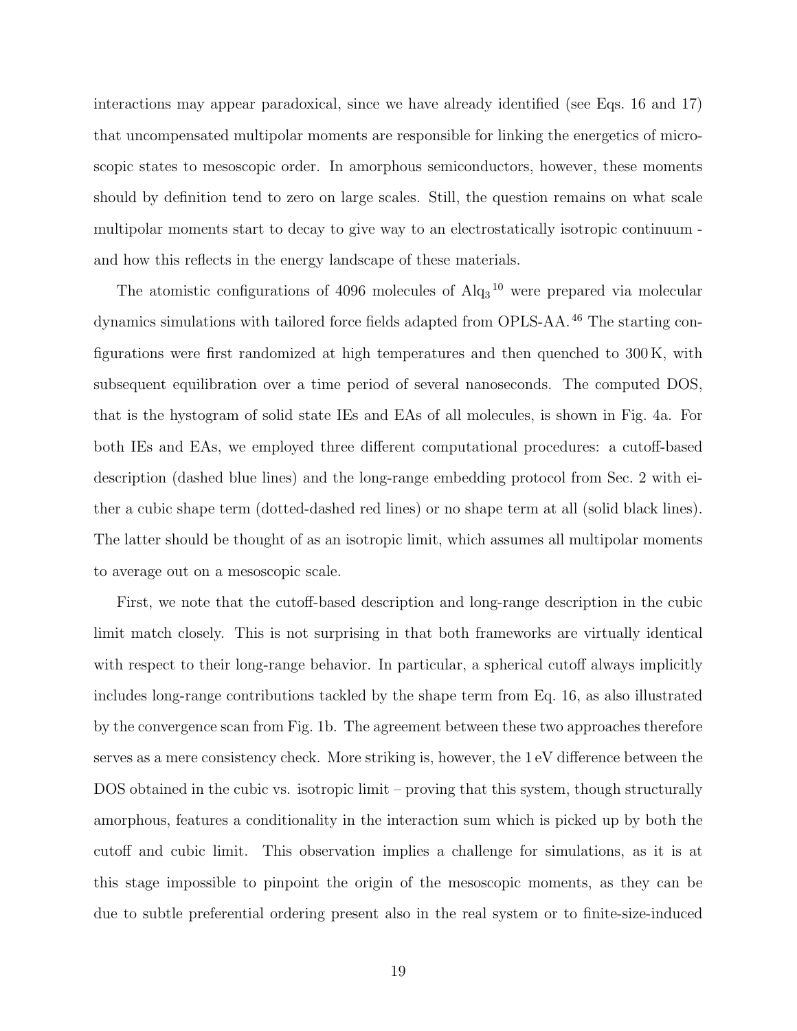interactions may appear paradoxical, since we have already identified (see Eqs. 16 and 17) that uncompensated multipolar moments are responsible for linking the energetics of microscopic states to mesoscopic order. In amorphous semiconductors, however, these moments should by definition tend to zero on large scales. Still, the question remains on what scale multipolar moments start to decay to give way to an electrostatically isotropic continuum - and how this reflects in the energy landscape of these materials.

The atomistic configurations of 4096 molecules of $Alq_3$[10] were prepared via molecular dynamics simulations with tailored force fields adapted from OPLS-AA.[46] The starting configurations were first randomized at high temperatures and then quenched to 300 K, with subsequent equilibration over a time period of several nanoseconds. The computed DOS, that is the hystogram of solid state IEs and EAs of all molecules, is shown in Fig. 4a. For both IEs and EAs, we employed three different computational procedures: a cutoff-based description (dashed blue lines) and the long-range embedding protocol from Sec. 2 with either a cubic shape term (dotted-dashed red lines) or no shape term at all (solid black lines). The latter should be thought of as an isotropic limit, which assumes all multipolar moments to average out on a mesoscopic scale.

First, we note that the cutoff-based description and long-range description in the cubic limit match closely. This is not surprising in that both frameworks are virtually identical with respect to their long-range behavior. In particular, a spherical cutoff always implicitly includes long-range contributions tackled by the shape term from Eq. 16, as also illustrated by the convergence scan from Fig. 1b. The agreement between these two approaches therefore serves as a mere consistency check. More striking is, however, the 1 eV difference between the DOS obtained in the cubic vs. isotropic limit – proving that this system, though structurally amorphous, features a conditionality in the interaction sum which is picked up by both the cutoff and cubic limit. This observation implies a challenge for simulations, as it is at this stage impossible to pinpoint the origin of the mesoscopic moments, as they can be due to subtle preferential ordering present also in the real system or to finite-size-induced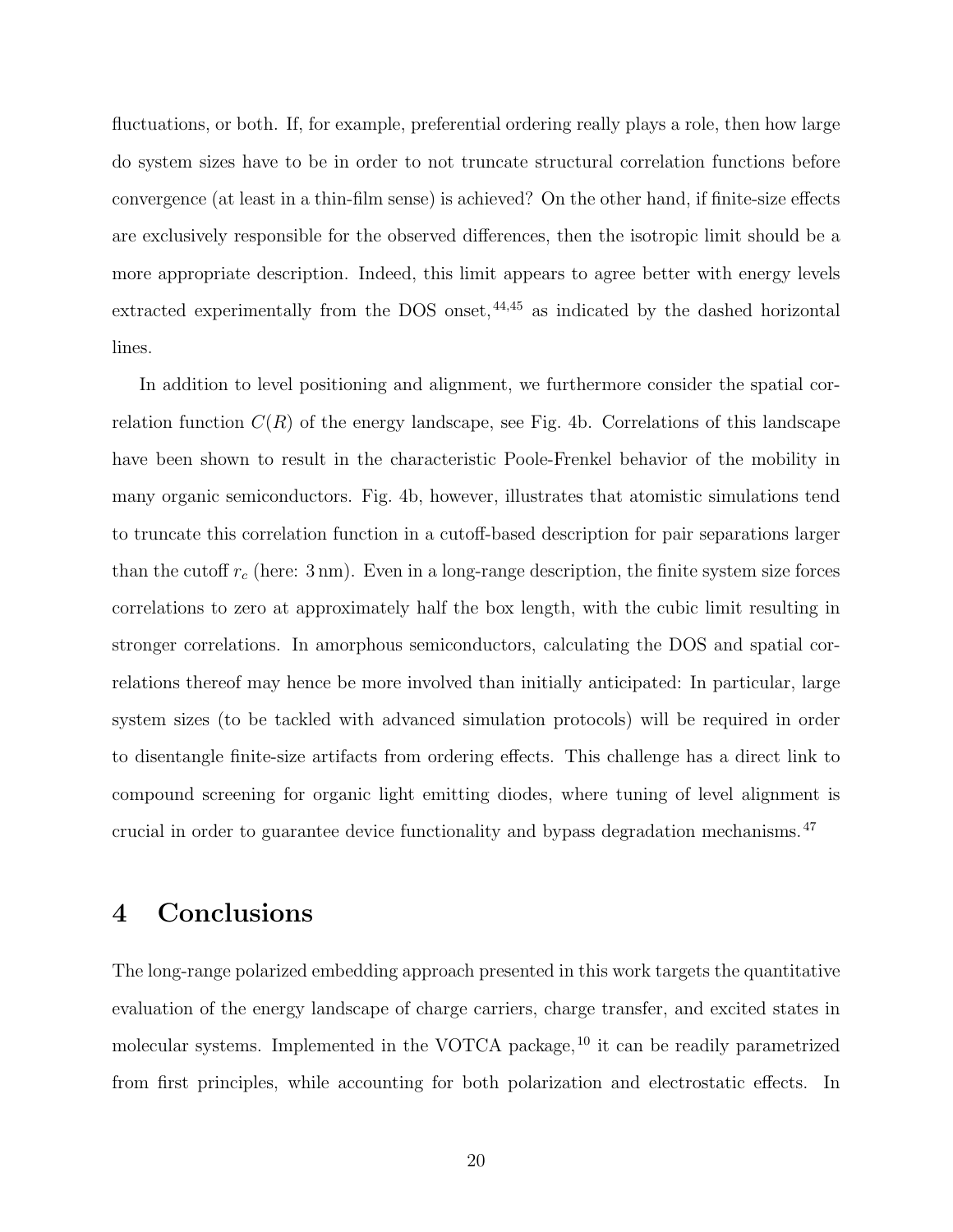fluctuations, or both. If, for example, preferential ordering really plays a role, then how large do system sizes have to be in order to not truncate structural correlation functions before convergence (at least in a thin-film sense) is achieved? On the other hand, if finite-size effects are exclusively responsible for the observed differences, then the isotropic limit should be a more appropriate description. Indeed, this limit appears to agree better with energy levels extracted experimentally from the DOS onset,[44,45] as indicated by the dashed horizontal lines.

In addition to level positioning and alignment, we furthermore consider the spatial correlation function $C(R)$ of the energy landscape, see Fig. 4b. Correlations of this landscape have been shown to result in the characteristic Poole-Frenkel behavior of the mobility in many organic semiconductors. Fig. 4b, however, illustrates that atomistic simulations tend to truncate this correlation function in a cutoff-based description for pair separations larger than the cutoff $r_c$ (here: 3 nm). Even in a long-range description, the finite system size forces correlations to zero at approximately half the box length, with the cubic limit resulting in stronger correlations. In amorphous semiconductors, calculating the DOS and spatial correlations thereof may hence be more involved than initially anticipated: In particular, large system sizes (to be tackled with advanced simulation protocols) will be required in order to disentangle finite-size artifacts from ordering effects. This challenge has a direct link to compound screening for organic light emitting diodes, where tuning of level alignment is crucial in order to guarantee device functionality and bypass degradation mechanisms.[47]

# 4 Conclusions

The long-range polarized embedding approach presented in this work targets the quantitative evaluation of the energy landscape of charge carriers, charge transfer, and excited states in molecular systems. Implemented in the VOTCA package,[10] it can be readily parametrized from first principles, while accounting for both polarization and electrostatic effects. In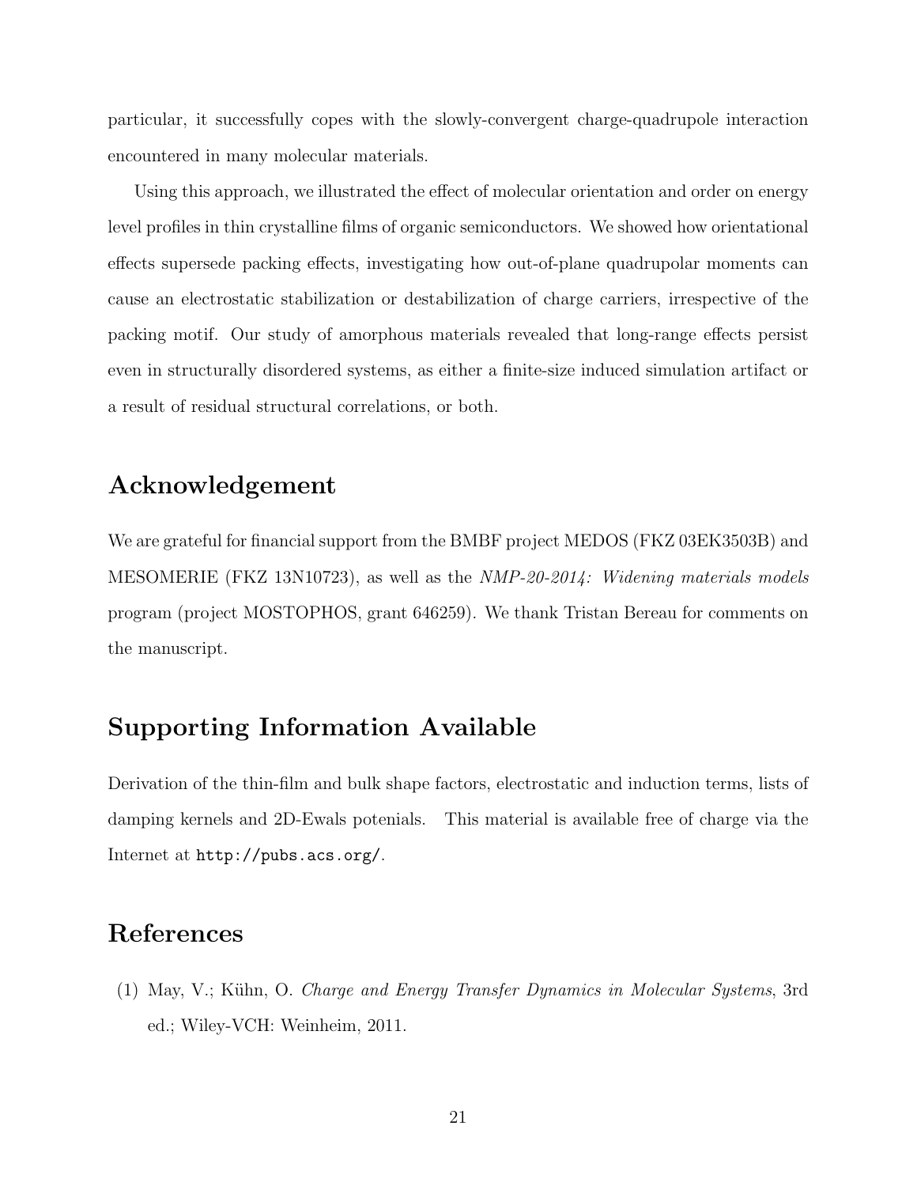particular, it successfully copes with the slowly-convergent charge-quadrupole interaction encountered in many molecular materials.

Using this approach, we illustrated the effect of molecular orientation and order on energy level profiles in thin crystalline films of organic semiconductors. We showed how orientational effects supersede packing effects, investigating how out-of-plane quadrupolar moments can cause an electrostatic stabilization or destabilization of charge carriers, irrespective of the packing motif. Our study of amorphous materials revealed that long-range effects persist even in structurally disordered systems, as either a finite-size induced simulation artifact or a result of residual structural correlations, or both.

## Acknowledgement

We are grateful for financial support from the BMBF project MEDOS (FKZ 03EK3503B) and MESOMERIE (FKZ 13N10723), as well as the *NMP-20-2014: Widening materials models* program (project MOSTOPHOS, grant 646259). We thank Tristan Bereau for comments on the manuscript.

## Supporting Information Available

Derivation of the thin-film and bulk shape factors, electrostatic and induction terms, lists of damping kernels and 2D-Ewals potenials. This material is available free of charge via the Internet at `http://pubs.acs.org/`.

## References

(1) May, V.; Kühn, O. *Charge and Energy Transfer Dynamics in Molecular Systems*, 3rd ed.; Wiley-VCH: Weinheim, 2011.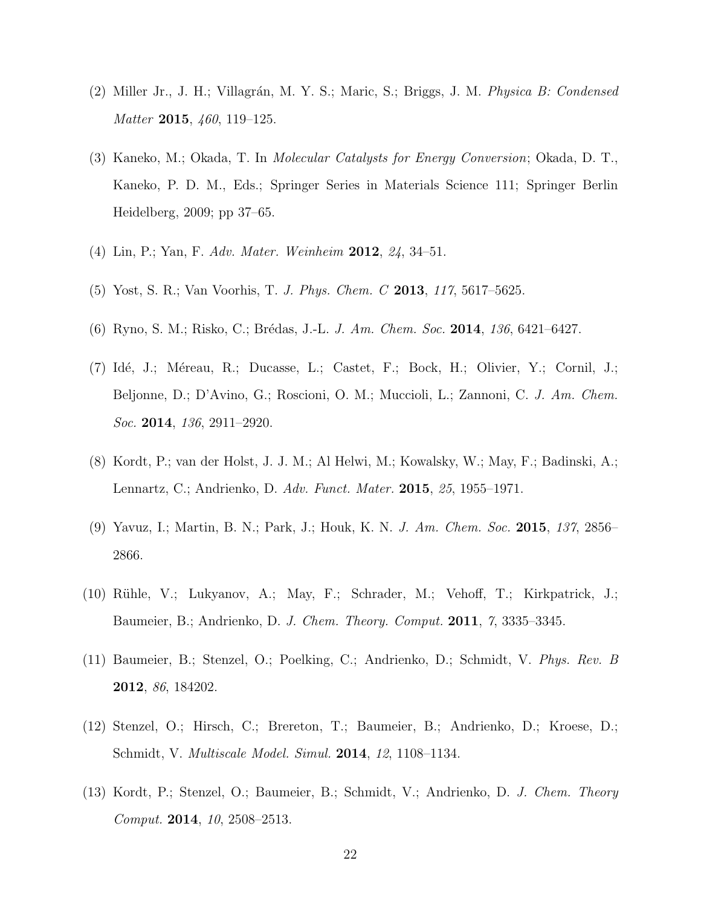(2) Miller Jr., J. H.; Villagrán, M. Y. S.; Maric, S.; Briggs, J. M. *Physica B: Condensed Matter* **2015**, *460*, 119–125.

(3) Kaneko, M.; Okada, T. In *Molecular Catalysts for Energy Conversion*; Okada, D. T., Kaneko, P. D. M., Eds.; Springer Series in Materials Science 111; Springer Berlin Heidelberg, 2009; pp 37–65.

(4) Lin, P.; Yan, F. *Adv. Mater. Weinheim* **2012**, *24*, 34–51.

(5) Yost, S. R.; Van Voorhis, T. *J. Phys. Chem. C* **2013**, *117*, 5617–5625.

(6) Ryno, S. M.; Risko, C.; Brédas, J.-L. *J. Am. Chem. Soc.* **2014**, *136*, 6421–6427.

(7) Idé, J.; Méreau, R.; Ducasse, L.; Castet, F.; Bock, H.; Olivier, Y.; Cornil, J.; Beljonne, D.; D'Avino, G.; Roscioni, O. M.; Muccioli, L.; Zannoni, C. *J. Am. Chem. Soc.* **2014**, *136*, 2911–2920.

(8) Kordt, P.; van der Holst, J. J. M.; Al Helwi, M.; Kowalsky, W.; May, F.; Badinski, A.; Lennartz, C.; Andrienko, D. *Adv. Funct. Mater.* **2015**, *25*, 1955–1971.

(9) Yavuz, I.; Martin, B. N.; Park, J.; Houk, K. N. *J. Am. Chem. Soc.* **2015**, *137*, 2856–2866.

(10) Rühle, V.; Lukyanov, A.; May, F.; Schrader, M.; Vehoff, T.; Kirkpatrick, J.; Baumeier, B.; Andrienko, D. *J. Chem. Theory. Comput.* **2011**, *7*, 3335–3345.

(11) Baumeier, B.; Stenzel, O.; Poelking, C.; Andrienko, D.; Schmidt, V. *Phys. Rev. B* **2012**, *86*, 184202.

(12) Stenzel, O.; Hirsch, C.; Brereton, T.; Baumeier, B.; Andrienko, D.; Kroese, D.; Schmidt, V. *Multiscale Model. Simul.* **2014**, *12*, 1108–1134.

(13) Kordt, P.; Stenzel, O.; Baumeier, B.; Schmidt, V.; Andrienko, D. *J. Chem. Theory Comput.* **2014**, *10*, 2508–2513.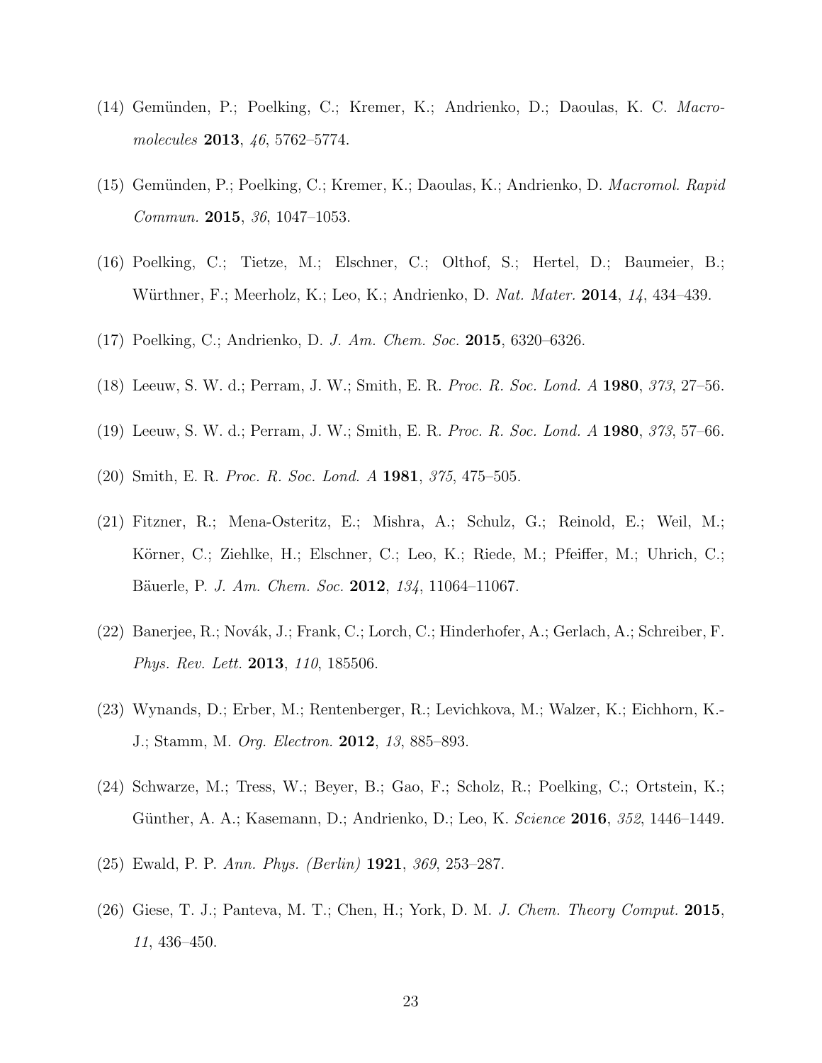(14) Gemünden, P.; Poelking, C.; Kremer, K.; Andrienko, D.; Daoulas, K. C. *Macromolecules* **2013**, *46*, 5762–5774.

(15) Gemünden, P.; Poelking, C.; Kremer, K.; Daoulas, K.; Andrienko, D. *Macromol. Rapid Commun.* **2015**, *36*, 1047–1053.

(16) Poelking, C.; Tietze, M.; Elschner, C.; Olthof, S.; Hertel, D.; Baumeier, B.; Würthner, F.; Meerholz, K.; Leo, K.; Andrienko, D. *Nat. Mater.* **2014**, *14*, 434–439.

(17) Poelking, C.; Andrienko, D. *J. Am. Chem. Soc.* **2015**, 6320–6326.

(18) Leeuw, S. W. d.; Perram, J. W.; Smith, E. R. *Proc. R. Soc. Lond. A* **1980**, *373*, 27–56.

(19) Leeuw, S. W. d.; Perram, J. W.; Smith, E. R. *Proc. R. Soc. Lond. A* **1980**, *373*, 57–66.

(20) Smith, E. R. *Proc. R. Soc. Lond. A* **1981**, *375*, 475–505.

(21) Fitzner, R.; Mena-Osteritz, E.; Mishra, A.; Schulz, G.; Reinold, E.; Weil, M.; Körner, C.; Ziehlke, H.; Elschner, C.; Leo, K.; Riede, M.; Pfeiffer, M.; Uhrich, C.; Bäuerle, P. *J. Am. Chem. Soc.* **2012**, *134*, 11064–11067.

(22) Banerjee, R.; Novák, J.; Frank, C.; Lorch, C.; Hinderhofer, A.; Gerlach, A.; Schreiber, F. *Phys. Rev. Lett.* **2013**, *110*, 185506.

(23) Wynands, D.; Erber, M.; Rentenberger, R.; Levichkova, M.; Walzer, K.; Eichhorn, K.-J.; Stamm, M. *Org. Electron.* **2012**, *13*, 885–893.

(24) Schwarze, M.; Tress, W.; Beyer, B.; Gao, F.; Scholz, R.; Poelking, C.; Ortstein, K.; Günther, A. A.; Kasemann, D.; Andrienko, D.; Leo, K. *Science* **2016**, *352*, 1446–1449.

(25) Ewald, P. P. *Ann. Phys. (Berlin)* **1921**, *369*, 253–287.

(26) Giese, T. J.; Panteva, M. T.; Chen, H.; York, D. M. *J. Chem. Theory Comput.* **2015**, *11*, 436–450.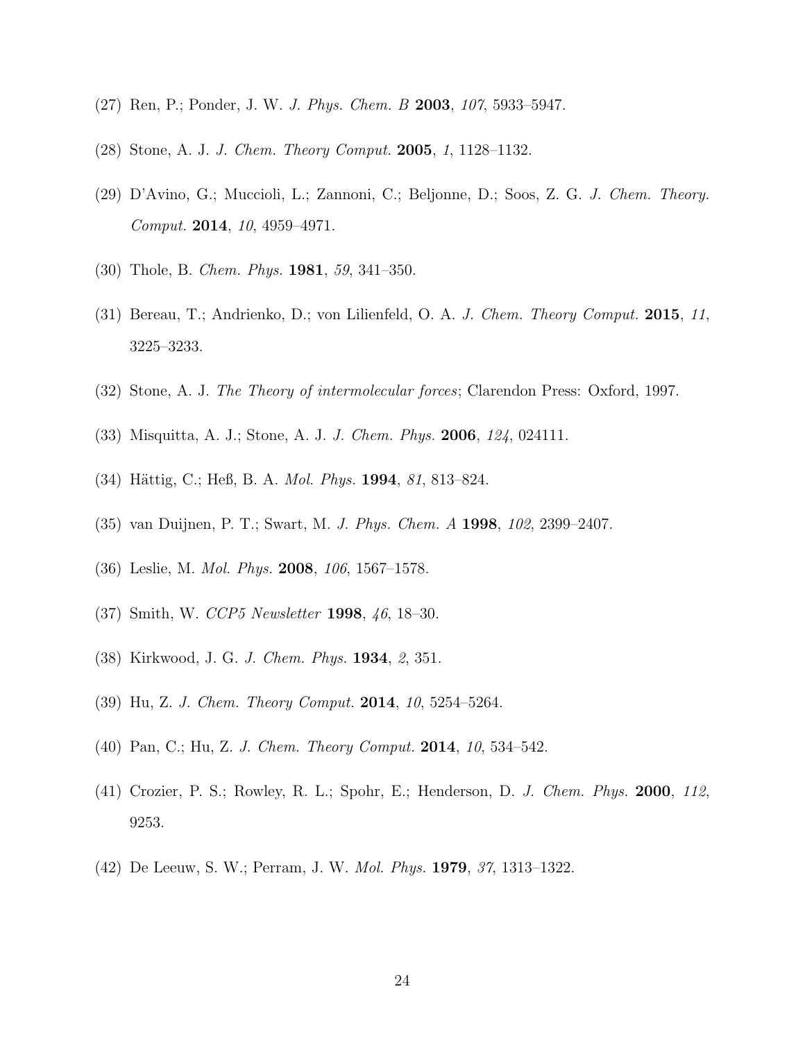(27) Ren, P.; Ponder, J. W. *J. Phys. Chem. B* **2003**, *107*, 5933–5947.

(28) Stone, A. J. *J. Chem. Theory Comput.* **2005**, *1*, 1128–1132.

(29) D'Avino, G.; Muccioli, L.; Zannoni, C.; Beljonne, D.; Soos, Z. G. *J. Chem. Theory. Comput.* **2014**, *10*, 4959–4971.

(30) Thole, B. *Chem. Phys.* **1981**, *59*, 341–350.

(31) Bereau, T.; Andrienko, D.; von Lilienfeld, O. A. *J. Chem. Theory Comput.* **2015**, *11*, 3225–3233.

(32) Stone, A. J. *The Theory of intermolecular forces*; Clarendon Press: Oxford, 1997.

(33) Misquitta, A. J.; Stone, A. J. *J. Chem. Phys.* **2006**, *124*, 024111.

(34) Hättig, C.; Heß, B. A. *Mol. Phys.* **1994**, *81*, 813–824.

(35) van Duijnen, P. T.; Swart, M. *J. Phys. Chem. A* **1998**, *102*, 2399–2407.

(36) Leslie, M. *Mol. Phys.* **2008**, *106*, 1567–1578.

(37) Smith, W. *CCP5 Newsletter* **1998**, *46*, 18–30.

(38) Kirkwood, J. G. *J. Chem. Phys.* **1934**, *2*, 351.

(39) Hu, Z. *J. Chem. Theory Comput.* **2014**, *10*, 5254–5264.

(40) Pan, C.; Hu, Z. *J. Chem. Theory Comput.* **2014**, *10*, 534–542.

(41) Crozier, P. S.; Rowley, R. L.; Spohr, E.; Henderson, D. *J. Chem. Phys.* **2000**, *112*, 9253.

(42) De Leeuw, S. W.; Perram, J. W. *Mol. Phys.* **1979**, *37*, 1313–1322.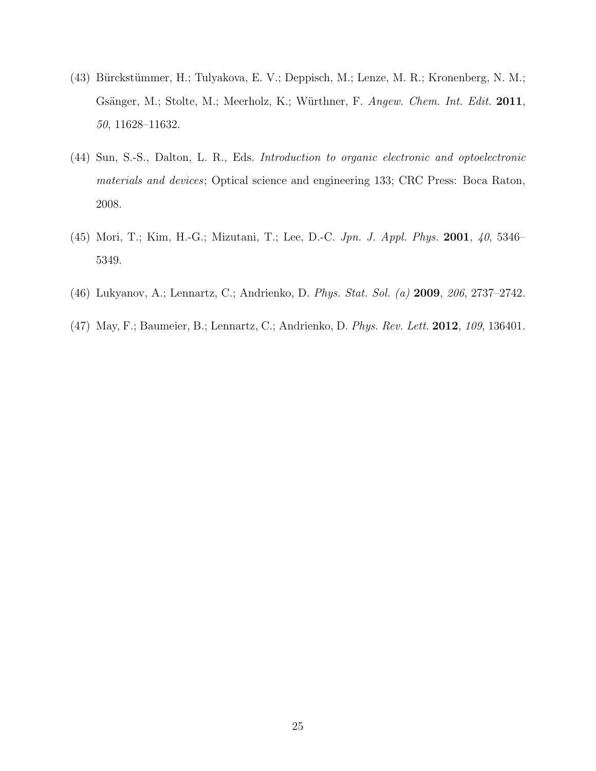(43) Bürckstümmer, H.; Tulyakova, E. V.; Deppisch, M.; Lenze, M. R.; Kronenberg, N. M.; Gsänger, M.; Stolte, M.; Meerholz, K.; Würthner, F. *Angew. Chem. Int. Edit.* **2011**, *50*, 11628–11632.

(44) Sun, S.-S., Dalton, L. R., Eds. *Introduction to organic electronic and optoelectronic materials and devices*; Optical science and engineering 133; CRC Press: Boca Raton, 2008.

(45) Mori, T.; Kim, H.-G.; Mizutani, T.; Lee, D.-C. *Jpn. J. Appl. Phys.* **2001**, *40*, 5346–5349.

(46) Lukyanov, A.; Lennartz, C.; Andrienko, D. *Phys. Stat. Sol. (a)* **2009**, *206*, 2737–2742.

(47) May, F.; Baumeier, B.; Lennartz, C.; Andrienko, D. *Phys. Rev. Lett.* **2012**, *109*, 136401.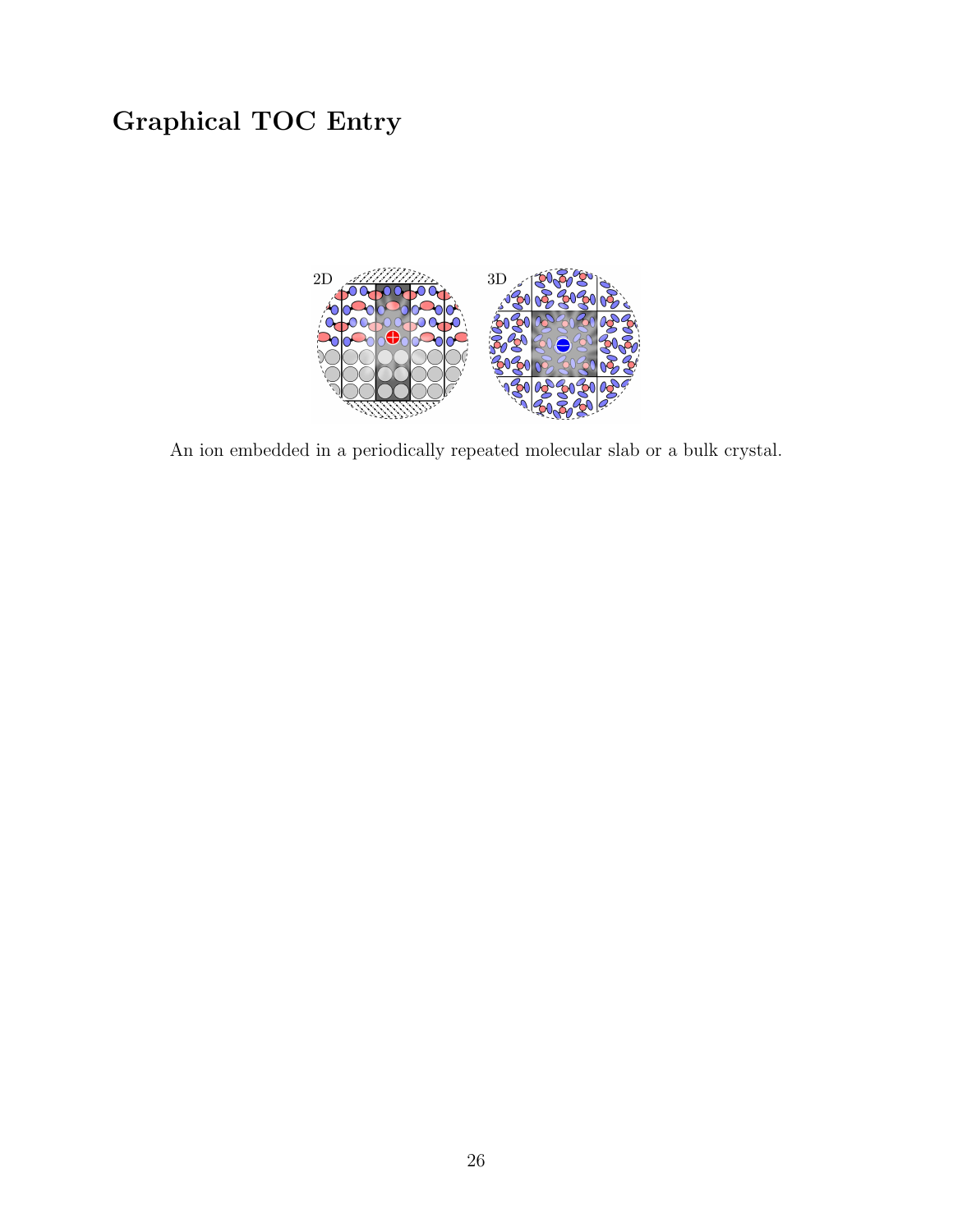# Graphical TOC Entry

An ion embedded in a periodically repeated molecular slab or a bulk crystal.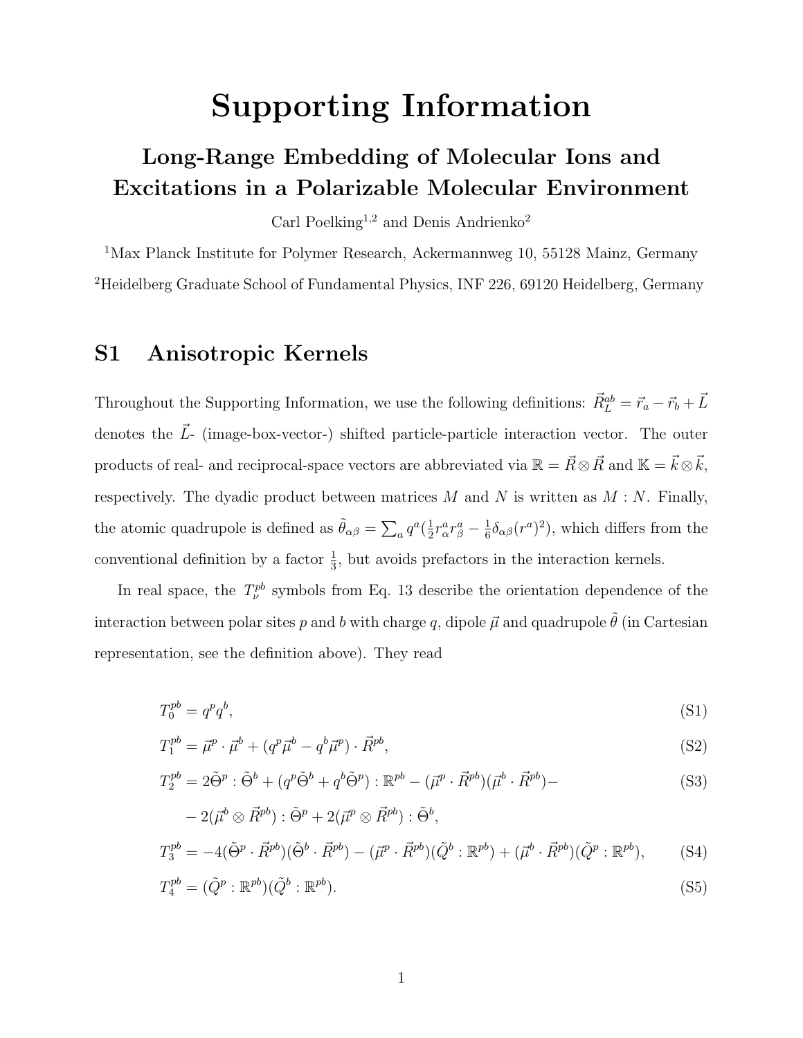# Supporting Information

## Long-Range Embedding of Molecular Ions and Excitations in a Polarizable Molecular Environment

Carl Poelking[1,2] and Denis Andrienko[2]

[1]Max Planck Institute for Polymer Research, Ackermannweg 10, 55128 Mainz, Germany

[2]Heidelberg Graduate School of Fundamental Physics, INF 226, 69120 Heidelberg, Germany

## S1 Anisotropic Kernels

Throughout the Supporting Information, we use the following definitions: $\vec{R}_L^{ab} = \vec{r}_a - \vec{r}_b + \vec{L}$ denotes the $\vec{L}$- (image-box-vector-) shifted particle-particle interaction vector. The outer products of real- and reciprocal-space vectors are abbreviated via $\mathbb{R} = \vec{R} \otimes \vec{R}$ and $\mathbb{K} = \vec{k} \otimes \vec{k}$, respectively. The dyadic product between matrices $M$ and $N$ is written as $M : N$. Finally, the atomic quadrupole is defined as $\tilde{\theta}_{\alpha\beta} = \sum_a q^a (\frac{1}{2} r_\alpha^a r_\beta^a - \frac{1}{6}\delta_{\alpha\beta}(r^a)^2)$, which differs from the conventional definition by a factor $\frac{1}{3}$, but avoids prefactors in the interaction kernels.

In real space, the $T_\nu^{pb}$ symbols from Eq. 13 describe the orientation dependence of the interaction between polar sites $p$ and $b$ with charge $q$, dipole $\vec{\mu}$ and quadrupole $\tilde{\theta}$ (in Cartesian representation, see the definition above). They read

$$T_0^{pb} = q^p q^b, \tag{S1}$$

$$T_1^{pb} = \vec{\mu}^p \cdot \vec{\mu}^b + (q^p \vec{\mu}^b - q^b \vec{\mu}^p) \cdot \vec{R}^{pb}, \tag{S2}$$

$$\begin{aligned} T_2^{pb} = {} & 2\tilde{\Theta}^p : \tilde{\Theta}^b + (q^p \tilde{\Theta}^b + q^b \tilde{\Theta}^p) : \mathbb{R}^{pb} - (\vec{\mu}^p \cdot \vec{R}^{pb})(\vec{\mu}^b \cdot \vec{R}^{pb}) - \\ & - 2(\vec{\mu}^b \otimes \vec{R}^{pb}) : \tilde{\Theta}^p + 2(\vec{\mu}^p \otimes \vec{R}^{pb}) : \tilde{\Theta}^b, \end{aligned} \tag{S3}$$

$$T_3^{pb} = -4(\tilde{\Theta}^p \cdot \vec{R}^{pb})(\tilde{\Theta}^b \cdot \vec{R}^{pb}) - (\vec{\mu}^p \cdot \vec{R}^{pb})(\tilde{Q}^b : \mathbb{R}^{pb}) + (\vec{\mu}^b \cdot \vec{R}^{pb})(\tilde{Q}^p : \mathbb{R}^{pb}), \tag{S4}$$

$$T_4^{pb} = (\tilde{Q}^p : \mathbb{R}^{pb})(\tilde{Q}^b : \mathbb{R}^{pb}). \tag{S5}$$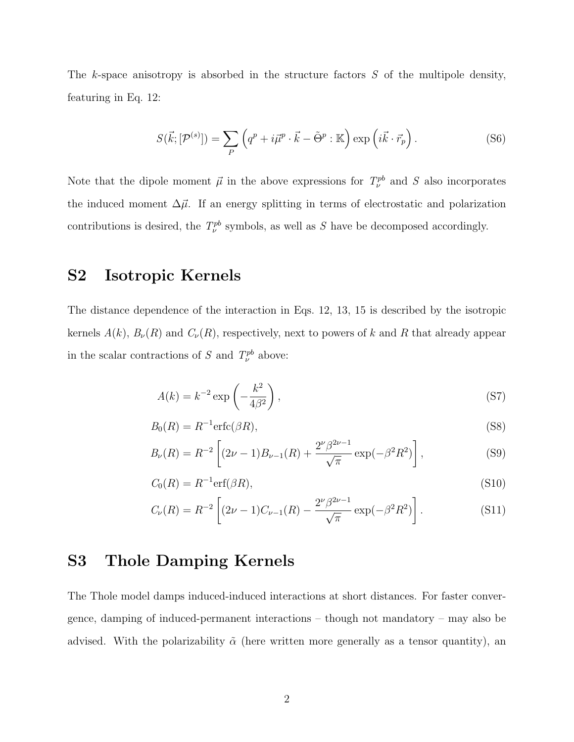The $k$-space anisotropy is absorbed in the structure factors $S$ of the multipole density, featuring in Eq. 12:

$$S(\vec{k};[\mathcal{P}^{(s)}]) = \sum_{P} \left( q^p + i\vec{\mu}^p \cdot \vec{k} - \tilde{\Theta}^p : \mathbb{K} \right) \exp\left( i\vec{k} \cdot \vec{r}_p \right). \tag{S6}$$

Note that the dipole moment $\vec{\mu}$ in the above expressions for $T_\nu^{pb}$ and $S$ also incorporates the induced moment $\Delta\vec{\mu}$. If an energy splitting in terms of electrostatic and polarization contributions is desired, the $T_\nu^{pb}$ symbols, as well as $S$ have be decomposed accordingly.

## S2 Isotropic Kernels

The distance dependence of the interaction in Eqs. 12, 13, 15 is described by the isotropic kernels $A(k)$, $B_\nu(R)$ and $C_\nu(R)$, respectively, next to powers of $k$ and $R$ that already appear in the scalar contractions of $S$ and $T_\nu^{pb}$ above:

$$A(k) = k^{-2} \exp\left( -\frac{k^2}{4\beta^2} \right), \tag{S7}$$

$$B_0(R) = R^{-1} \mathrm{erfc}(\beta R), \tag{S8}$$

$$B_\nu(R) = R^{-2} \left[ (2\nu - 1) B_{\nu-1}(R) + \frac{2^\nu \beta^{2\nu-1}}{\sqrt{\pi}} \exp(-\beta^2 R^2) \right], \tag{S9}$$

$$C_0(R) = R^{-1} \mathrm{erf}(\beta R), \tag{S10}$$

$$C_\nu(R) = R^{-2} \left[ (2\nu - 1) C_{\nu-1}(R) - \frac{2^\nu \beta^{2\nu-1}}{\sqrt{\pi}} \exp(-\beta^2 R^2) \right]. \tag{S11}$$

## S3 Thole Damping Kernels

The Thole model damps induced-induced interactions at short distances. For faster convergence, damping of induced-permanent interactions – though not mandatory – may also be advised. With the polarizability $\tilde{\alpha}$ (here written more generally as a tensor quantity), an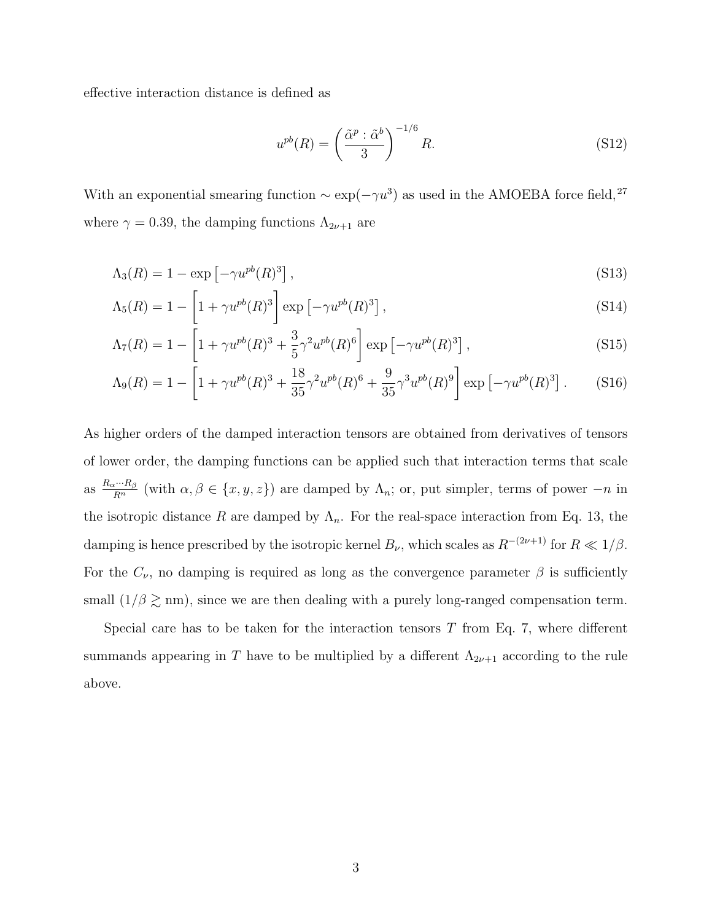effective interaction distance is defined as

$$u^{pb}(R) = \left(\frac{\tilde{\alpha}^p : \tilde{\alpha}^b}{3}\right)^{-1/6} R. \tag{S12}$$

With an exponential smearing function $\sim \exp(-\gamma u^3)$ as used in the AMOEBA force field,[27] where $\gamma = 0.39$, the damping functions $\Lambda_{2\nu+1}$ are

$$\Lambda_3(R) = 1 - \exp\left[-\gamma u^{pb}(R)^3\right], \tag{S13}$$

$$\Lambda_5(R) = 1 - \left[1 + \gamma u^{pb}(R)^3\right] \exp\left[-\gamma u^{pb}(R)^3\right], \tag{S14}$$

$$\Lambda_7(R) = 1 - \left[1 + \gamma u^{pb}(R)^3 + \frac{3}{5}\gamma^2 u^{pb}(R)^6\right] \exp\left[-\gamma u^{pb}(R)^3\right], \tag{S15}$$

$$\Lambda_9(R) = 1 - \left[1 + \gamma u^{pb}(R)^3 + \frac{18}{35}\gamma^2 u^{pb}(R)^6 + \frac{9}{35}\gamma^3 u^{pb}(R)^9\right] \exp\left[-\gamma u^{pb}(R)^3\right]. \tag{S16}$$

As higher orders of the damped interaction tensors are obtained from derivatives of tensors of lower order, the damping functions can be applied such that interaction terms that scale as $\frac{R_\alpha \cdots R_\beta}{R^n}$ (with $\alpha, \beta \in \{x, y, z\}$) are damped by $\Lambda_n$; or, put simpler, terms of power $-n$ in the isotropic distance $R$ are damped by $\Lambda_n$. For the real-space interaction from Eq. 13, the damping is hence prescribed by the isotropic kernel $B_\nu$, which scales as $R^{-(2\nu+1)}$ for $R \ll 1/\beta$. For the $C_\nu$, no damping is required as long as the convergence parameter $\beta$ is sufficiently small ($1/\beta \gtrsim$ nm), since we are then dealing with a purely long-ranged compensation term.

Special care has to be taken for the interaction tensors $T$ from Eq. 7, where different summands appearing in $T$ have to be multiplied by a different $\Lambda_{2\nu+1}$ according to the rule above.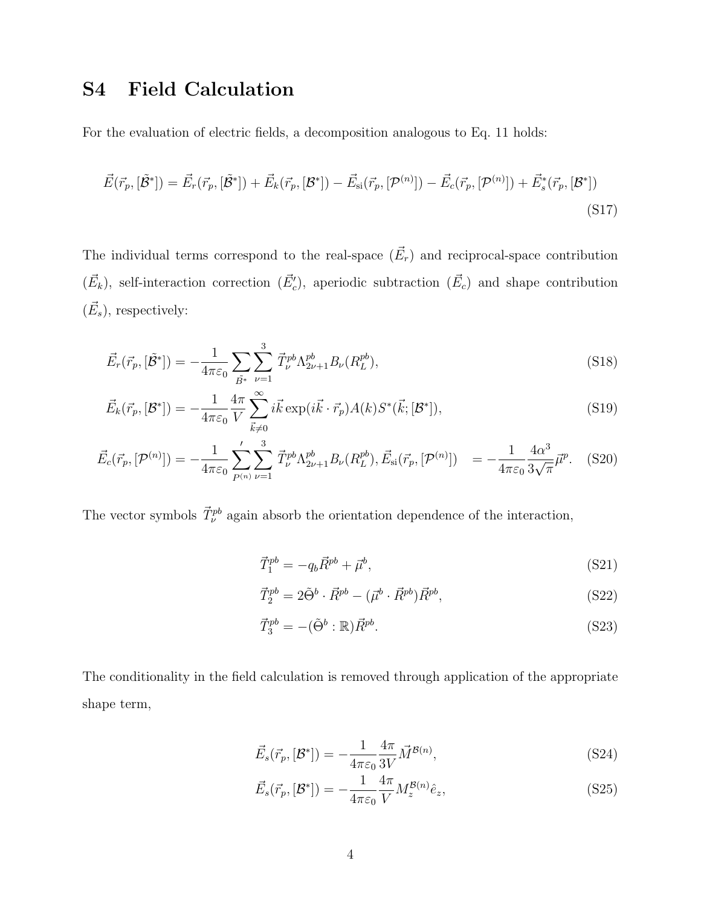# S4 Field Calculation

For the evaluation of electric fields, a decomposition analogous to Eq. 11 holds:

$$\vec{E}(\vec{r}_p, [\tilde{\mathcal{B}}^*]) = \vec{E}_r(\vec{r}_p, [\tilde{\mathcal{B}}^*]) + \vec{E}_k(\vec{r}_p, [\mathcal{B}^*]) - \vec{E}_{\text{si}}(\vec{r}_p, [\mathcal{P}^{(n)}]) - \vec{E}_c(\vec{r}_p, [\mathcal{P}^{(n)}]) + \vec{E}^*_s(\vec{r}_p, [\mathcal{B}^*]) \tag{S17}$$

The individual terms correspond to the real-space ($\vec{E}_r$) and reciprocal-space contribution ($\vec{E}_k$), self-interaction correction ($\vec{E}'_c$), aperiodic subtraction ($\vec{E}_c$) and shape contribution ($\vec{E}_s$), respectively:

$$\vec{E}_r(\vec{r}_p, [\tilde{\mathcal{B}}^*]) = -\frac{1}{4\pi\varepsilon_0} \sum_{\tilde{B}^*} \sum_{\nu=1}^{3} \vec{T}^{pb}_\nu \Lambda^{pb}_{2\nu+1} B_\nu(R^{pb}_L), \tag{S18}$$

$$\vec{E}_k(\vec{r}_p, [\mathcal{B}^*]) = -\frac{1}{4\pi\varepsilon_0} \frac{4\pi}{V} \sum_{\vec{k}\neq 0}^{\infty} i\vec{k} \exp(i\vec{k}\cdot\vec{r}_p) A(k) S^*(\vec{k}; [\mathcal{B}^*]), \tag{S19}$$

$$\vec{E}_c(\vec{r}_p, [\mathcal{P}^{(n)}]) = -\frac{1}{4\pi\varepsilon_0} \sum_{P^{(n)}}{}^{'} \sum_{\nu=1}^{3} \vec{T}^{pb}_\nu \Lambda^{pb}_{2\nu+1} B_\nu(R^{pb}_L), \vec{E}_{\text{si}}(\vec{r}_p, [\mathcal{P}^{(n)}]) \quad = -\frac{1}{4\pi\varepsilon_0} \frac{4\alpha^3}{3\sqrt{\pi}} \vec{\mu}^p. \tag{S20}$$

The vector symbols $\vec{T}^{pb}_\nu$ again absorb the orientation dependence of the interaction,

$$\vec{T}^{pb}_1 = -q_b \vec{R}^{pb} + \vec{\mu}^b, \tag{S21}$$

$$\vec{T}^{pb}_2 = 2\tilde{\Theta}^b \cdot \vec{R}^{pb} - (\vec{\mu}^b \cdot \vec{R}^{pb})\vec{R}^{pb}, \tag{S22}$$

$$\vec{T}^{pb}_3 = -(\tilde{\Theta}^b : \mathbb{R})\vec{R}^{pb}. \tag{S23}$$

The conditionality in the field calculation is removed through application of the appropriate shape term,

$$\vec{E}_s(\vec{r}_p, [\mathcal{B}^*]) = -\frac{1}{4\pi\varepsilon_0} \frac{4\pi}{3V} \vec{M}^{\mathcal{B}(n)}, \tag{S24}$$

$$\vec{E}_s(\vec{r}_p, [\mathcal{B}^*]) = -\frac{1}{4\pi\varepsilon_0} \frac{4\pi}{V} M^{\mathcal{B}(n)}_z \hat{e}_z, \tag{S25}$$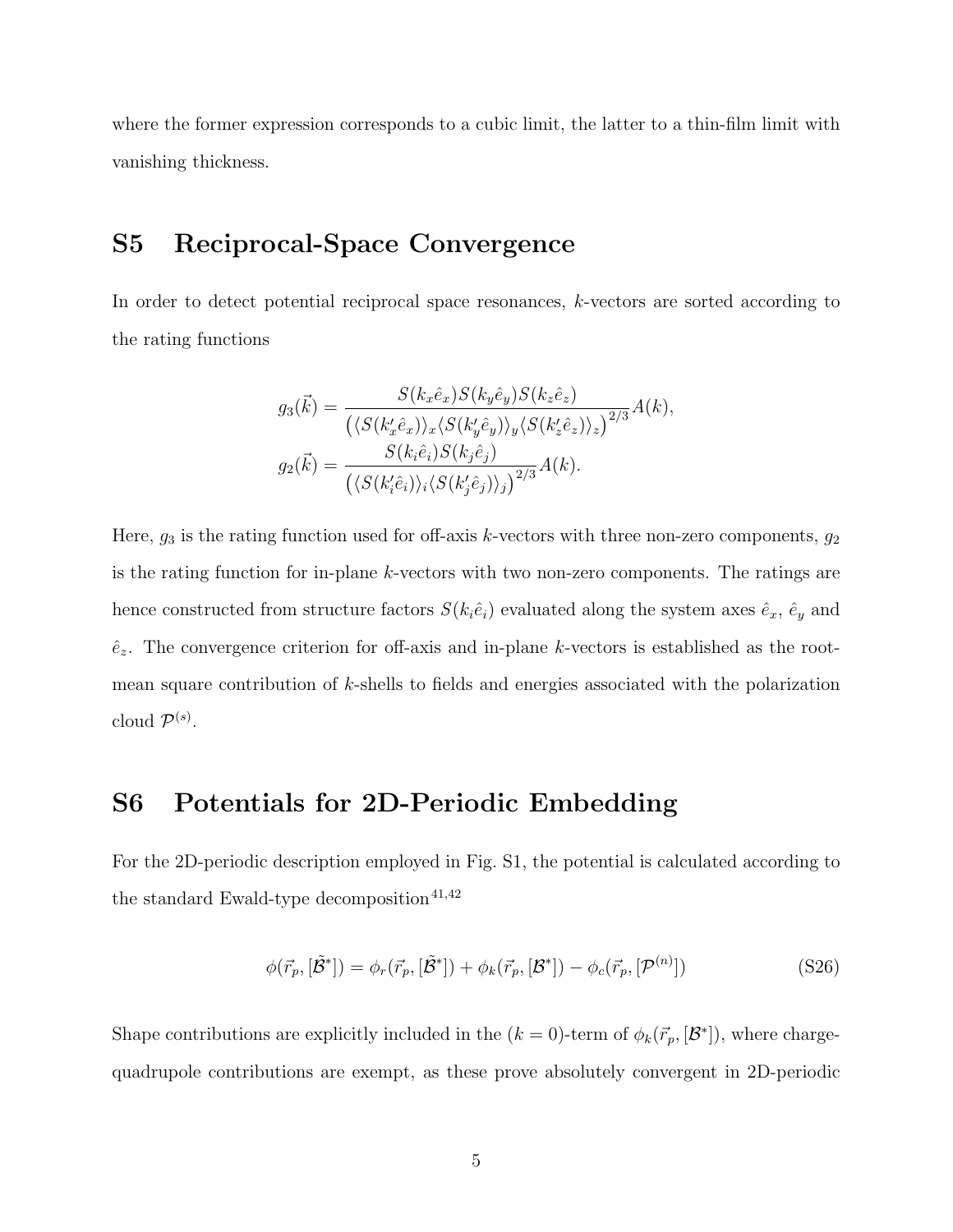where the former expression corresponds to a cubic limit, the latter to a thin-film limit with vanishing thickness.

## S5 Reciprocal-Space Convergence

In order to detect potential reciprocal space resonances, $k$-vectors are sorted according to the rating functions

$$
\begin{aligned}
g_3(\vec{k}) &= \frac{S(k_x\hat{e}_x)S(k_y\hat{e}_y)S(k_z\hat{e}_z)}{\left(\langle S(k'_x\hat{e}_x)\rangle_x \langle S(k'_y\hat{e}_y)\rangle_y \langle S(k'_z\hat{e}_z)\rangle_z\right)^{2/3}} A(k), \\
g_2(\vec{k}) &= \frac{S(k_i\hat{e}_i)S(k_j\hat{e}_j)}{\left(\langle S(k'_i\hat{e}_i)\rangle_i \langle S(k'_j\hat{e}_j)\rangle_j\right)^{2/3}} A(k).
\end{aligned}
$$

Here, $g_3$ is the rating function used for off-axis $k$-vectors with three non-zero components, $g_2$ is the rating function for in-plane $k$-vectors with two non-zero components. The ratings are hence constructed from structure factors $S(k_i\hat{e}_i)$ evaluated along the system axes $\hat{e}_x$, $\hat{e}_y$ and $\hat{e}_z$. The convergence criterion for off-axis and in-plane $k$-vectors is established as the root-mean square contribution of $k$-shells to fields and energies associated with the polarization cloud $\mathcal{P}^{(s)}$.

## S6 Potentials for 2D-Periodic Embedding

For the 2D-periodic description employed in Fig. S1, the potential is calculated according to the standard Ewald-type decomposition[41,42]

$$
\phi(\vec{r}_p, [\tilde{\mathcal{B}}^*]) = \phi_r(\vec{r}_p, [\tilde{\mathcal{B}}^*]) + \phi_k(\vec{r}_p, [\mathcal{B}^*]) - \phi_c(\vec{r}_p, [\mathcal{P}^{(n)}]) \tag{S26}
$$

Shape contributions are explicitly included in the $(k=0)$-term of $\phi_k(\vec{r}_p, [\mathcal{B}^*])$, where charge-quadrupole contributions are exempt, as these prove absolutely convergent in 2D-periodic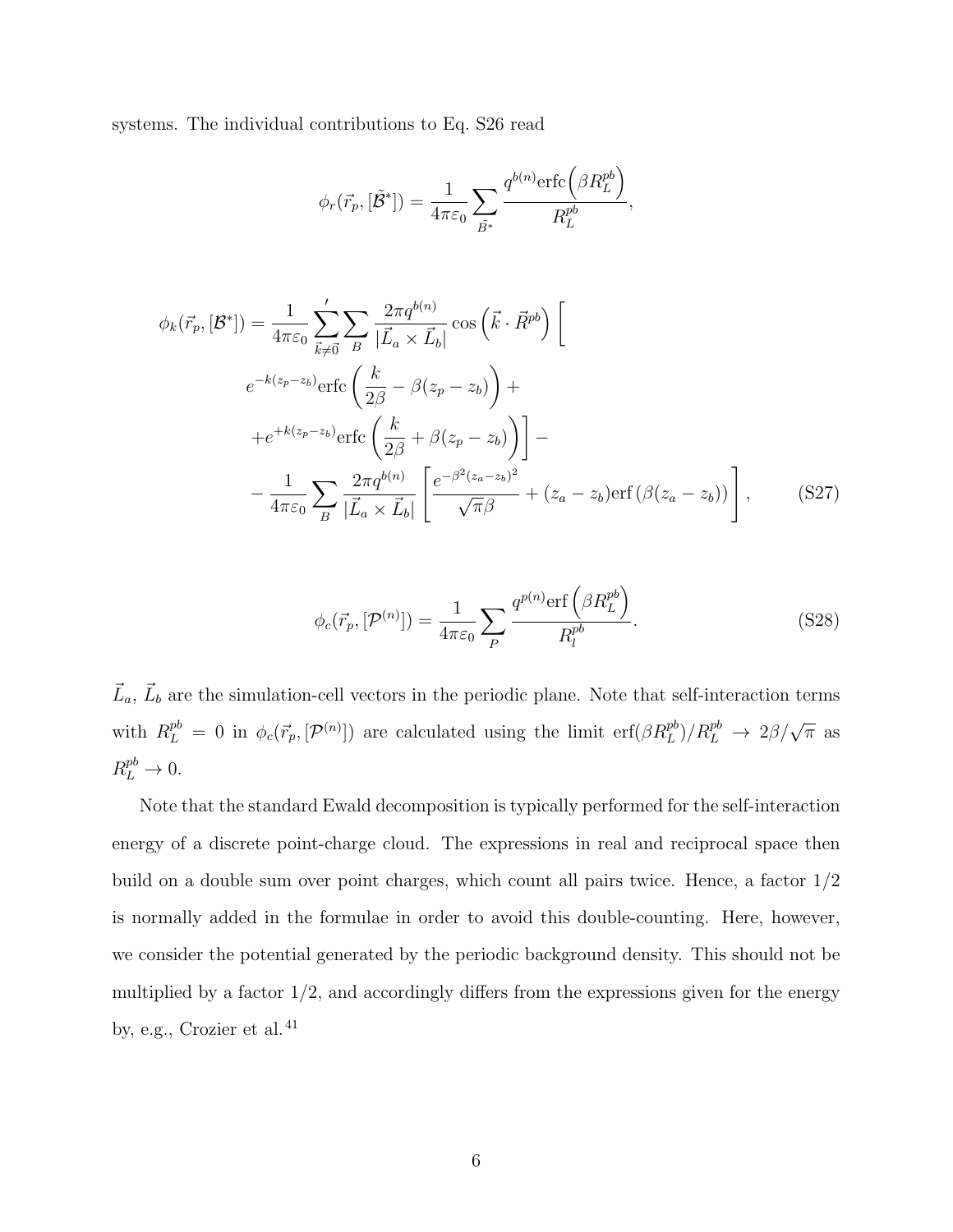systems. The individual contributions to Eq. S26 read

$$
\phi_r(\vec{r}_p, [\tilde{\mathcal{B}}^*]) = \frac{1}{4\pi\varepsilon_0} \sum_{\tilde{B}^*} \frac{q^{b(n)} \mathrm{erfc}\left(\beta R_L^{pb}\right)}{R_L^{pb}},
$$

$$
\begin{aligned}
\phi_k(\vec{r}_p, [\mathcal{B}^*]) = \frac{1}{4\pi\varepsilon_0} \sum_{\vec{k}\neq\vec{0}}^{\prime} \sum_{B} \frac{2\pi q^{b(n)}}{|\vec{L}_a \times \vec{L}_b|} \cos\left(\vec{k}\cdot\vec{R}^{pb}\right) \Bigg[ \\
e^{-k(z_p - z_b)} \mathrm{erfc}\left(\frac{k}{2\beta} - \beta(z_p - z_b)\right) + \\
+ e^{+k(z_p - z_b)} \mathrm{erfc}\left(\frac{k}{2\beta} + \beta(z_p - z_b)\right)\Bigg] - \\
- \frac{1}{4\pi\varepsilon_0} \sum_{B} \frac{2\pi q^{b(n)}}{|\vec{L}_a \times \vec{L}_b|} \left[ \frac{e^{-\beta^2 (z_a - z_b)^2}}{\sqrt{\pi}\beta} + (z_a - z_b)\mathrm{erf}\left(\beta(z_a - z_b)\right) \right],
\end{aligned}
\tag{S27}
$$

$$
\phi_c(\vec{r}_p, [\mathcal{P}^{(n)}]) = \frac{1}{4\pi\varepsilon_0} \sum_{P} \frac{q^{p(n)} \mathrm{erf}\left(\beta R_L^{pb}\right)}{R_l^{pb}}.
\tag{S28}
$$

$\vec{L}_a$, $\vec{L}_b$ are the simulation-cell vectors in the periodic plane. Note that self-interaction terms with $R_L^{pb} = 0$ in $\phi_c(\vec{r}_p, [\mathcal{P}^{(n)}])$ are calculated using the limit $\mathrm{erf}(\beta R_L^{pb})/R_L^{pb} \to 2\beta/\sqrt{\pi}$ as $R_L^{pb} \to 0$.

Note that the standard Ewald decomposition is typically performed for the self-interaction energy of a discrete point-charge cloud. The expressions in real and reciprocal space then build on a double sum over point charges, which count all pairs twice. Hence, a factor 1/2 is normally added in the formulae in order to avoid this double-counting. Here, however, we consider the potential generated by the periodic background density. This should not be multiplied by a factor 1/2, and accordingly differs from the expressions given for the energy by, e.g., Crozier et al.[41]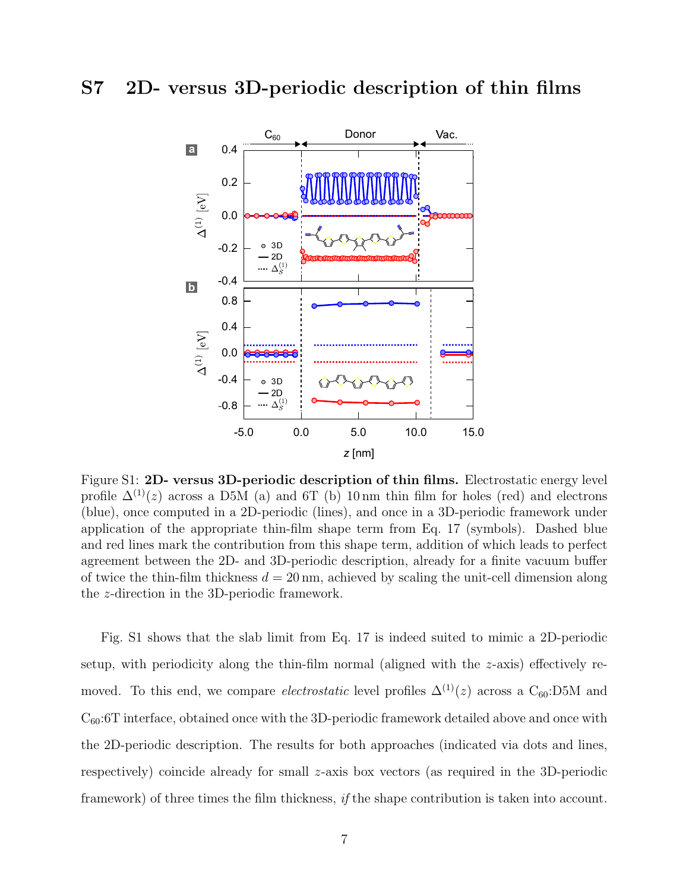## S7 2D- versus 3D-periodic description of thin films

Figure S1: **2D- versus 3D-periodic description of thin films.** Electrostatic energy level profile $\Delta^{(1)}(z)$ across a D5M (a) and 6T (b) 10 nm thin film for holes (red) and electrons (blue), once computed in a 2D-periodic (lines), and once in a 3D-periodic framework under application of the appropriate thin-film shape term from Eq. 17 (symbols). Dashed blue and red lines mark the contribution from this shape term, addition of which leads to perfect agreement between the 2D- and 3D-periodic description, already for a finite vacuum buffer of twice the thin-film thickness $d = 20$ nm, achieved by scaling the unit-cell dimension along the $z$-direction in the 3D-periodic framework.

Fig. S1 shows that the slab limit from Eq. 17 is indeed suited to mimic a 2D-periodic setup, with periodicity along the thin-film normal (aligned with the $z$-axis) effectively removed. To this end, we compare *electrostatic* level profiles $\Delta^{(1)}(z)$ across a $C_{60}$:D5M and $C_{60}$:6T interface, obtained once with the 3D-periodic framework detailed above and once with the 2D-periodic description. The results for both approaches (indicated via dots and lines, respectively) coincide already for small $z$-axis box vectors (as required in the 3D-periodic framework) of three times the film thickness, *if* the shape contribution is taken into account.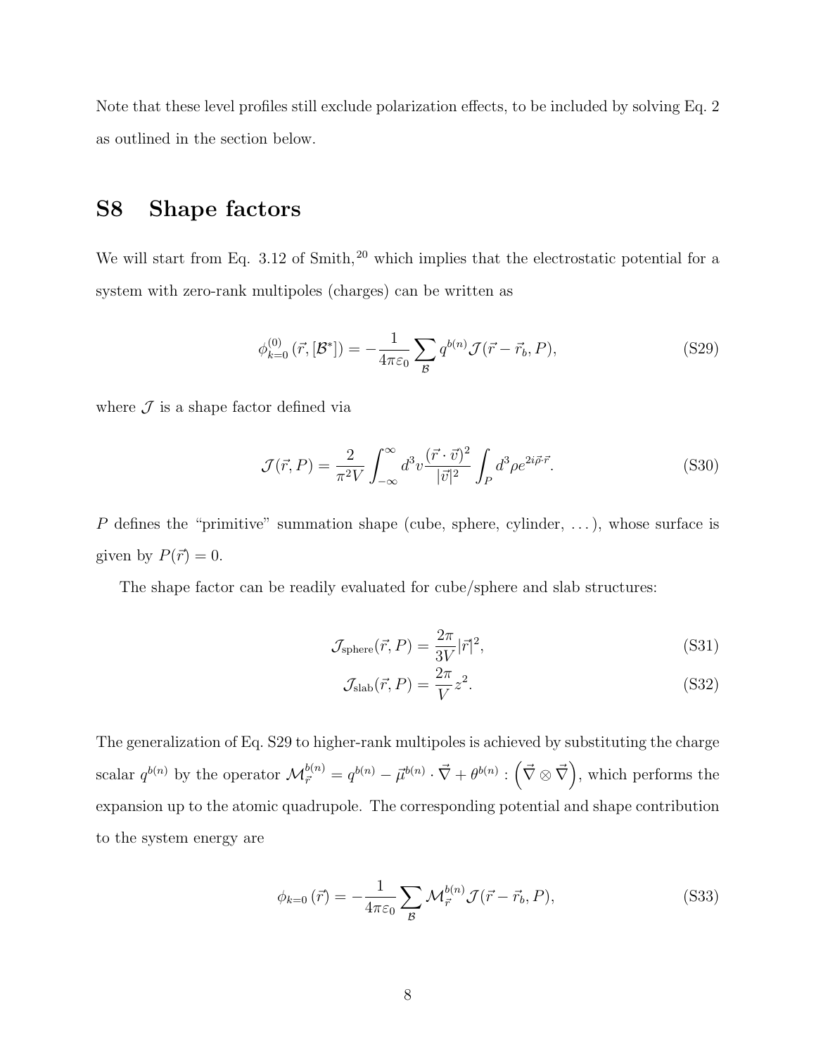Note that these level profiles still exclude polarization effects, to be included by solving Eq. 2 as outlined in the section below.

## S8 Shape factors

We will start from Eq. 3.12 of Smith,[20] which implies that the electrostatic potential for a system with zero-rank multipoles (charges) can be written as

$$\phi^{(0)}_{k=0}\left(\vec{r},[\mathcal{B}^*]\right) = -\frac{1}{4\pi\varepsilon_0}\sum_{\mathcal{B}} q^{b(n)}\mathcal{J}(\vec{r}-\vec{r}_b,P), \tag{S29}$$

where $\mathcal{J}$ is a shape factor defined via

$$\mathcal{J}(\vec{r},P) = \frac{2}{\pi^2 V}\int_{-\infty}^{\infty} d^3v \frac{(\vec{r}\cdot\vec{v})^2}{|\vec{v}|^2}\int_P d^3\rho e^{2i\vec{\rho}\cdot\vec{r}}. \tag{S30}$$

$P$ defines the "primitive" summation shape (cube, sphere, cylinder, ...), whose surface is given by $P(\vec{r}) = 0$.

The shape factor can be readily evaluated for cube/sphere and slab structures:

$$\mathcal{J}_{\text{sphere}}(\vec{r},P) = \frac{2\pi}{3V}|\vec{r}|^2, \tag{S31}$$

$$\mathcal{J}_{\text{slab}}(\vec{r},P) = \frac{2\pi}{V}z^2. \tag{S32}$$

The generalization of Eq. S29 to higher-rank multipoles is achieved by substituting the charge scalar $q^{b(n)}$ by the operator $\mathcal{M}^{b(n)}_{\vec{r}} = q^{b(n)} - \vec{\mu}^{b(n)}\cdot\vec{\nabla} + \theta^{b(n)} : \left(\vec{\nabla}\otimes\vec{\nabla}\right)$, which performs the expansion up to the atomic quadrupole. The corresponding potential and shape contribution to the system energy are

$$\phi_{k=0}\left(\vec{r}\right) = -\frac{1}{4\pi\varepsilon_0}\sum_{\mathcal{B}}\mathcal{M}^{b(n)}_{\vec{r}}\mathcal{J}(\vec{r}-\vec{r}_b,P), \tag{S33}$$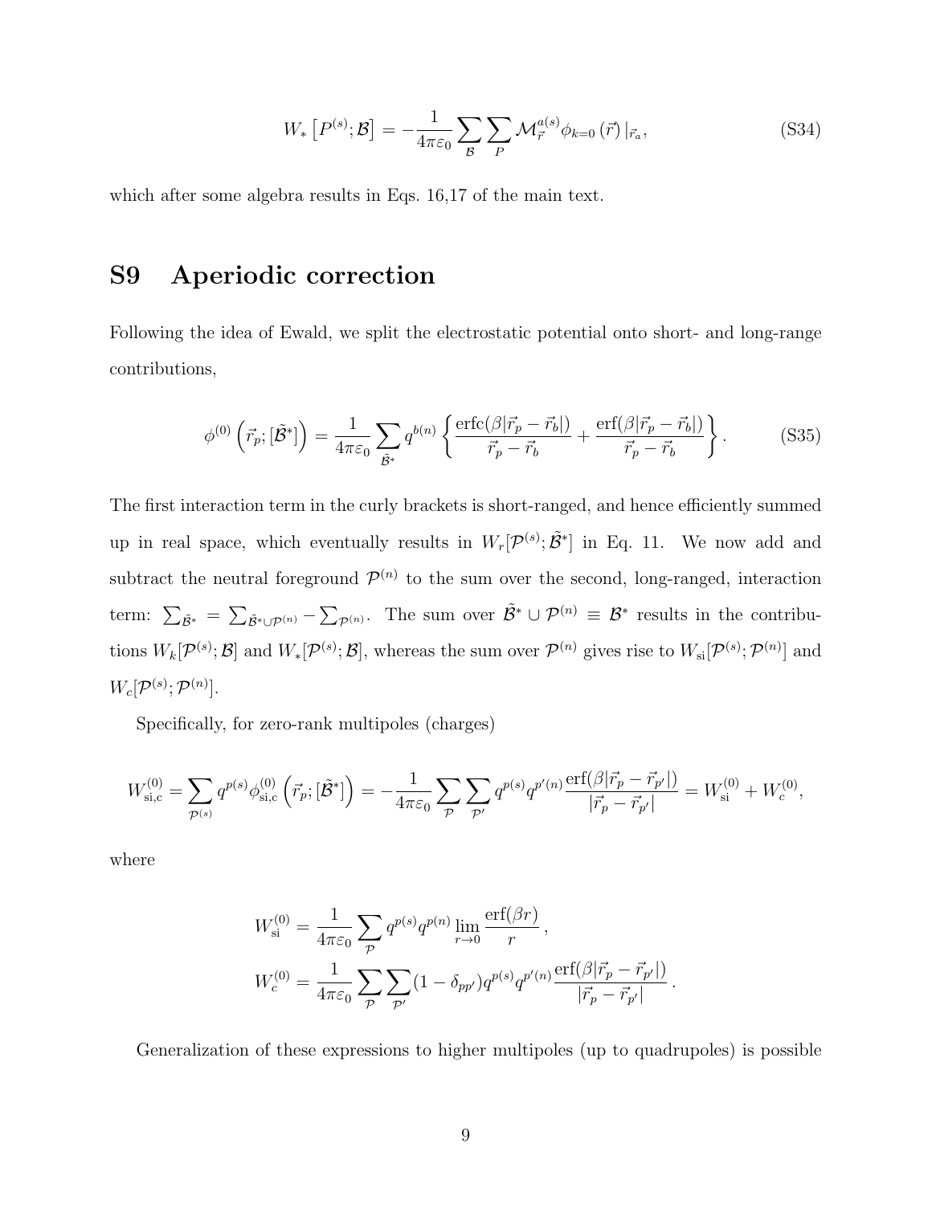$$
W_* \left[P^{(s)};\mathcal{B}\right] = -\frac{1}{4\pi\varepsilon_0} \sum_{\mathcal{B}} \sum_{P} \mathcal{M}_{\vec{r}}^{a(s)} \phi_{k=0}\left(\vec{r}\right)|_{\vec{r}_a}, \tag{S34}
$$

which after some algebra results in Eqs. 16,17 of the main text.

# S9 Aperiodic correction

Following the idea of Ewald, we split the electrostatic potential onto short- and long-range contributions,

$$
\phi^{(0)}\left(\vec{r}_p;[\tilde{\mathcal{B}}^*]\right) = \frac{1}{4\pi\varepsilon_0} \sum_{\tilde{\mathcal{B}}^*} q^{b(n)} \left\{ \frac{\mathrm{erfc}(\beta|\vec{r}_p - \vec{r}_b|)}{\vec{r}_p - \vec{r}_b} + \frac{\mathrm{erf}(\beta|\vec{r}_p - \vec{r}_b|)}{\vec{r}_p - \vec{r}_b} \right\}. \tag{S35}
$$

The first interaction term in the curly brackets is short-ranged, and hence efficiently summed up in real space, which eventually results in $W_r[\mathcal{P}^{(s)};\tilde{\mathcal{B}}^*]$ in Eq. 11. We now add and subtract the neutral foreground $\mathcal{P}^{(n)}$ to the sum over the second, long-ranged, interaction term: $\sum_{\tilde{\mathcal{B}}^*} = \sum_{\tilde{\mathcal{B}}^* \cup \mathcal{P}^{(n)}} - \sum_{\mathcal{P}^{(n)}}$. The sum over $\tilde{\mathcal{B}}^* \cup \mathcal{P}^{(n)} \equiv \mathcal{B}^*$ results in the contributions $W_k[\mathcal{P}^{(s)};\mathcal{B}]$ and $W_*[\mathcal{P}^{(s)};\mathcal{B}]$, whereas the sum over $\mathcal{P}^{(n)}$ gives rise to $W_{\mathrm{si}}[\mathcal{P}^{(s)};\mathcal{P}^{(n)}]$ and $W_c[\mathcal{P}^{(s)};\mathcal{P}^{(n)}]$.

Specifically, for zero-rank multipoles (charges)

$$
W^{(0)}_{\mathrm{si,c}} = \sum_{\mathcal{P}^{(s)}} q^{p(s)} \phi^{(0)}_{\mathrm{si,c}}\left(\vec{r}_p;[\tilde{\mathcal{B}}^*]\right) = -\frac{1}{4\pi\varepsilon_0} \sum_{\mathcal{P}} \sum_{\mathcal{P}'} q^{p(s)} q^{p'(n)} \frac{\mathrm{erf}(\beta|\vec{r}_p - \vec{r}_{p'}|)}{|\vec{r}_p - \vec{r}_{p'}|} = W^{(0)}_{\mathrm{si}} + W^{(0)}_{c},
$$

where

$$
\begin{aligned}
W^{(0)}_{\mathrm{si}} &= \frac{1}{4\pi\varepsilon_0} \sum_{\mathcal{P}} q^{p(s)} q^{p(n)} \lim_{r\to 0} \frac{\mathrm{erf}(\beta r)}{r}, \\
W^{(0)}_{c} &= \frac{1}{4\pi\varepsilon_0} \sum_{\mathcal{P}} \sum_{\mathcal{P}'} (1 - \delta_{pp'}) q^{p(s)} q^{p'(n)} \frac{\mathrm{erf}(\beta|\vec{r}_p - \vec{r}_{p'}|)}{|\vec{r}_p - \vec{r}_{p'}|}.
\end{aligned}
$$

Generalization of these expressions to higher multipoles (up to quadrupoles) is possible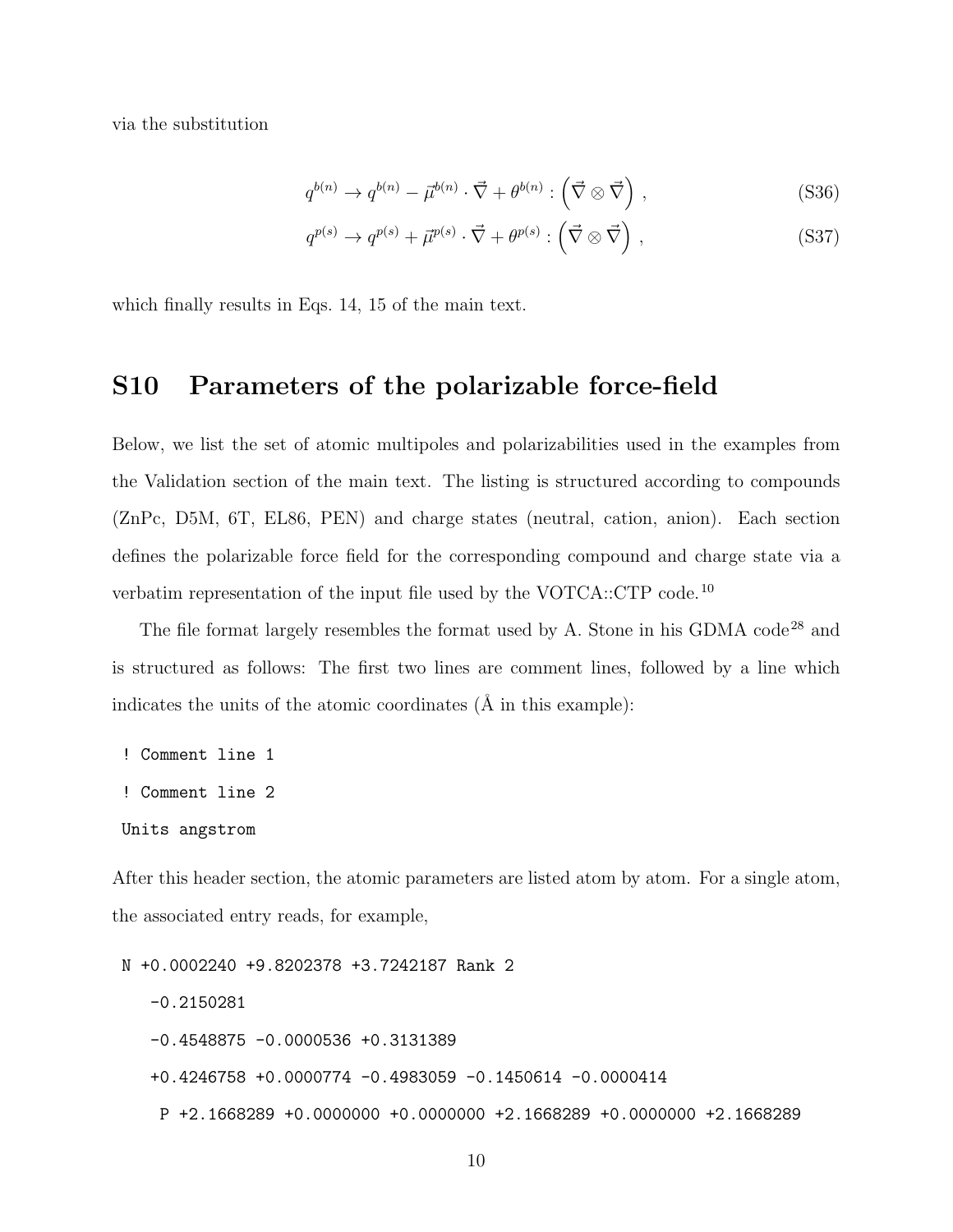via the substitution

$$q^{b(n)} \to q^{b(n)} - \vec{\mu}^{b(n)} \cdot \vec{\nabla} + \theta^{b(n)} : \left( \vec{\nabla} \otimes \vec{\nabla} \right) , \tag{S36}$$

$$q^{p(s)} \to q^{p(s)} + \vec{\mu}^{p(s)} \cdot \vec{\nabla} + \theta^{p(s)} : \left( \vec{\nabla} \otimes \vec{\nabla} \right) , \tag{S37}$$

which finally results in Eqs. 14, 15 of the main text.

## S10 Parameters of the polarizable force-field

Below, we list the set of atomic multipoles and polarizabilities used in the examples from the Validation section of the main text. The listing is structured according to compounds (ZnPc, D5M, 6T, EL86, PEN) and charge states (neutral, cation, anion). Each section defines the polarizable force field for the corresponding compound and charge state via a verbatim representation of the input file used by the VOTCA::CTP code.[10]

The file format largely resembles the format used by A. Stone in his GDMA code[28] and is structured as follows: The first two lines are comment lines, followed by a line which indicates the units of the atomic coordinates (Å in this example):

```
! Comment line 1
! Comment line 2
Units angstrom
```

After this header section, the atomic parameters are listed atom by atom. For a single atom, the associated entry reads, for example,

```
N +0.0002240 +9.8202378 +3.7242187 Rank 2
   -0.2150281
   -0.4548875 -0.0000536 +0.3131389
   +0.4246758 +0.0000774 -0.4983059 -0.1450614 -0.0000414
    P +2.1668289 +0.0000000 +0.0000000 +2.1668289 +0.0000000 +2.1668289
```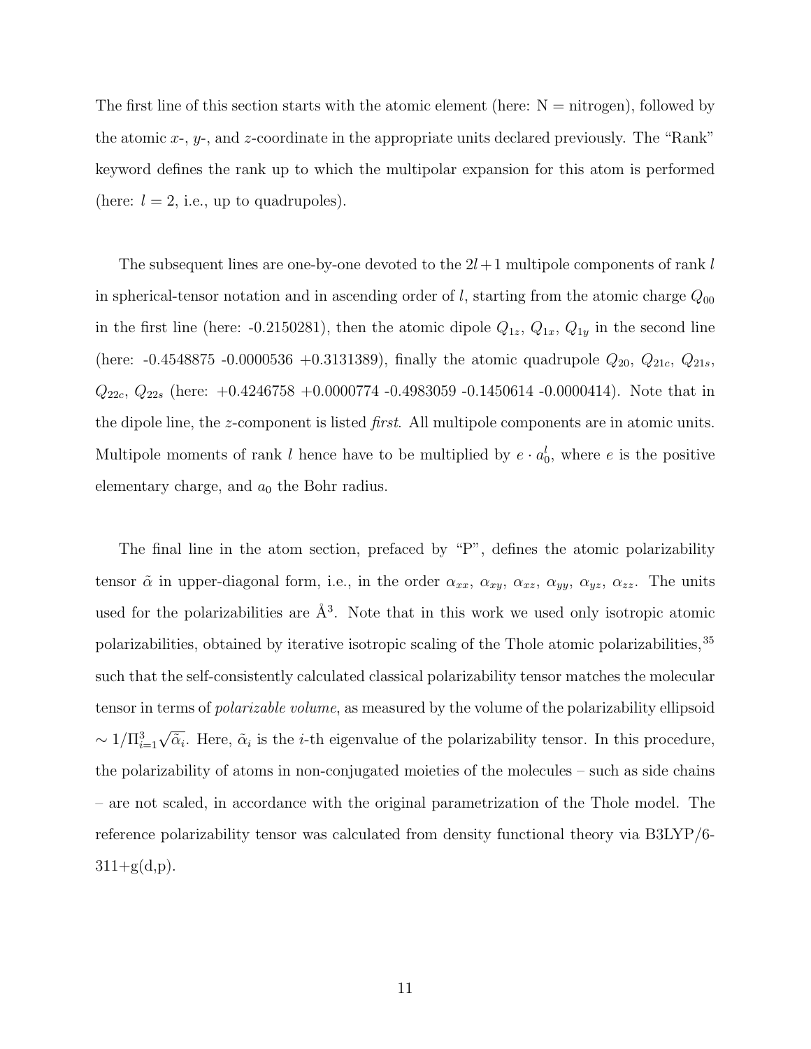The first line of this section starts with the atomic element (here: N = nitrogen), followed by the atomic $x$-, $y$-, and $z$-coordinate in the appropriate units declared previously. The "Rank" keyword defines the rank up to which the multipolar expansion for this atom is performed (here: $l = 2$, i.e., up to quadrupoles).

The subsequent lines are one-by-one devoted to the $2l+1$ multipole components of rank $l$ in spherical-tensor notation and in ascending order of $l$, starting from the atomic charge $Q_{00}$ in the first line (here: -0.2150281), then the atomic dipole $Q_{1z}$, $Q_{1x}$, $Q_{1y}$ in the second line (here: -0.4548875 -0.0000536 +0.3131389), finally the atomic quadrupole $Q_{20}$, $Q_{21c}$, $Q_{21s}$, $Q_{22c}$, $Q_{22s}$ (here: +0.4246758 +0.0000774 -0.4983059 -0.1450614 -0.0000414). Note that in the dipole line, the $z$-component is listed *first*. All multipole components are in atomic units. Multipole moments of rank $l$ hence have to be multiplied by $e \cdot a_0^l$, where $e$ is the positive elementary charge, and $a_0$ the Bohr radius.

The final line in the atom section, prefaced by "P", defines the atomic polarizability tensor $\tilde{\alpha}$ in upper-diagonal form, i.e., in the order $\alpha_{xx}$, $\alpha_{xy}$, $\alpha_{xz}$, $\alpha_{yy}$, $\alpha_{yz}$, $\alpha_{zz}$. The units used for the polarizabilities are Å$^3$. Note that in this work we used only isotropic atomic polarizabilities, obtained by iterative isotropic scaling of the Thole atomic polarizabilities,[35] such that the self-consistently calculated classical polarizability tensor matches the molecular tensor in terms of *polarizable volume*, as measured by the volume of the polarizability ellipsoid $\sim 1/\Pi_{i=1}^{3}\sqrt{\tilde{\alpha}_i}$. Here, $\tilde{\alpha}_i$ is the $i$-th eigenvalue of the polarizability tensor. In this procedure, the polarizability of atoms in non-conjugated moieties of the molecules – such as side chains – are not scaled, in accordance with the original parametrization of the Thole model. The reference polarizability tensor was calculated from density functional theory via B3LYP/6-311+g(d,p).